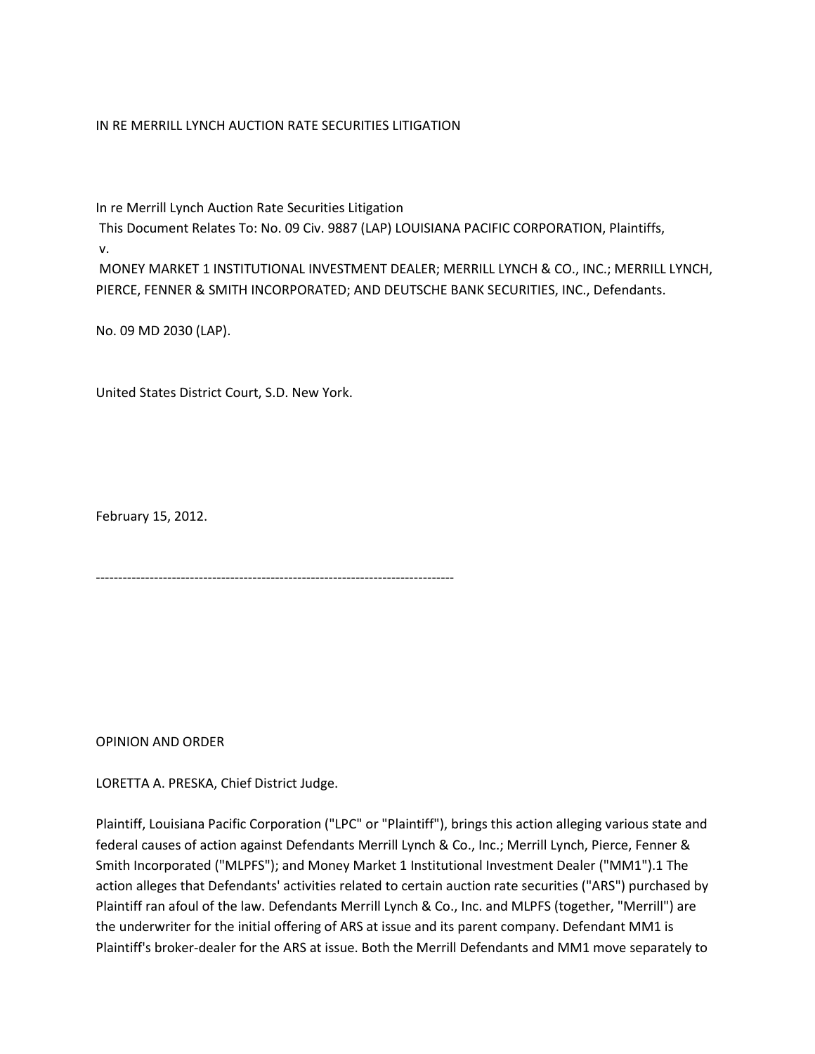IN RE MERRILL LYNCH AUCTION RATE SECURITIES LITIGATION

In re Merrill Lynch Auction Rate Securities Litigation
This Document Relates To: No. 09 Civ. 9887 (LAP) LOUISIANA PACIFIC CORPORATION, Plaintiffs,
v.
MONEY MARKET 1 INSTITUTIONAL INVESTMENT DEALER; MERRILL LYNCH & CO., INC.; MERRILL LYNCH, PIERCE, FENNER & SMITH INCORPORATED; AND DEUTSCHE BANK SECURITIES, INC., Defendants.

No. 09 MD 2030 (LAP).

United States District Court, S.D. New York.

February 15, 2012.

--------------------------------------------------------------------------------

OPINION AND ORDER

LORETTA A. PRESKA, Chief District Judge.

Plaintiff, Louisiana Pacific Corporation ("LPC" or "Plaintiff"), brings this action alleging various state and federal causes of action against Defendants Merrill Lynch & Co., Inc.; Merrill Lynch, Pierce, Fenner & Smith Incorporated ("MLPFS"); and Money Market 1 Institutional Investment Dealer ("MM1").[1] The action alleges that Defendants' activities related to certain auction rate securities ("ARS") purchased by Plaintiff ran afoul of the law. Defendants Merrill Lynch & Co., Inc. and MLPFS (together, "Merrill") are the underwriter for the initial offering of ARS at issue and its parent company. Defendant MM1 is Plaintiff's broker-dealer for the ARS at issue. Both the Merrill Defendants and MM1 move separately to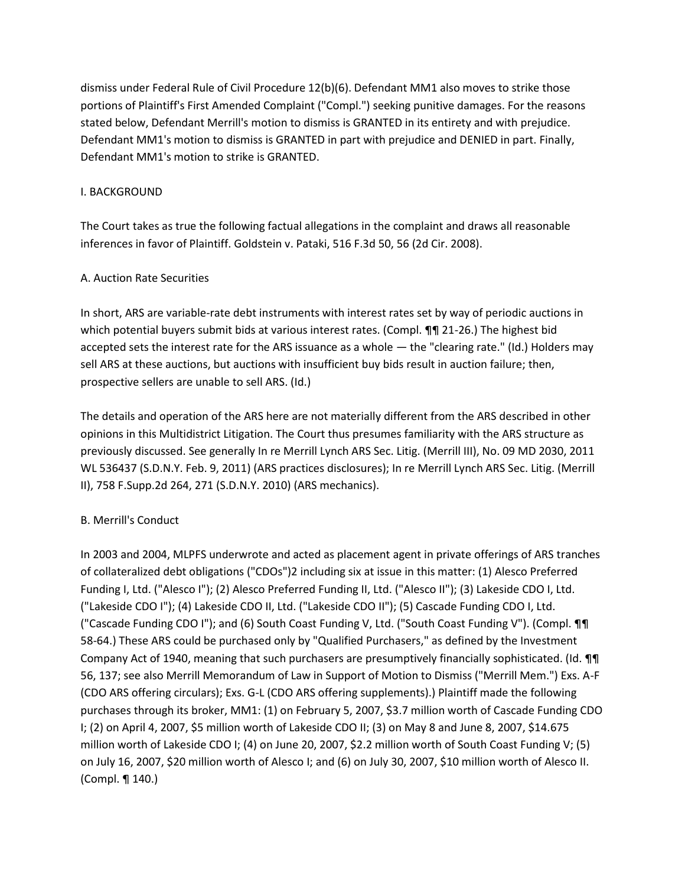dismiss under Federal Rule of Civil Procedure 12(b)(6). Defendant MM1 also moves to strike those portions of Plaintiff's First Amended Complaint ("Compl.") seeking punitive damages. For the reasons stated below, Defendant Merrill's motion to dismiss is GRANTED in its entirety and with prejudice. Defendant MM1's motion to dismiss is GRANTED in part with prejudice and DENIED in part. Finally, Defendant MM1's motion to strike is GRANTED.

## I. BACKGROUND

The Court takes as true the following factual allegations in the complaint and draws all reasonable inferences in favor of Plaintiff. Goldstein v. Pataki, 516 F.3d 50, 56 (2d Cir. 2008).

### A. Auction Rate Securities

In short, ARS are variable-rate debt instruments with interest rates set by way of periodic auctions in which potential buyers submit bids at various interest rates. (Compl. ¶¶ 21-26.) The highest bid accepted sets the interest rate for the ARS issuance as a whole — the "clearing rate." (Id.) Holders may sell ARS at these auctions, but auctions with insufficient buy bids result in auction failure; then, prospective sellers are unable to sell ARS. (Id.)

The details and operation of the ARS here are not materially different from the ARS described in other opinions in this Multidistrict Litigation. The Court thus presumes familiarity with the ARS structure as previously discussed. See generally In re Merrill Lynch ARS Sec. Litig. (Merrill III), No. 09 MD 2030, 2011 WL 536437 (S.D.N.Y. Feb. 9, 2011) (ARS practices disclosures); In re Merrill Lynch ARS Sec. Litig. (Merrill II), 758 F.Supp.2d 264, 271 (S.D.N.Y. 2010) (ARS mechanics).

### B. Merrill's Conduct

In 2003 and 2004, MLPFS underwrote and acted as placement agent in private offerings of ARS tranches of collateralized debt obligations ("CDOs")2 including six at issue in this matter: (1) Alesco Preferred Funding I, Ltd. ("Alesco I"); (2) Alesco Preferred Funding II, Ltd. ("Alesco II"); (3) Lakeside CDO I, Ltd. ("Lakeside CDO I"); (4) Lakeside CDO II, Ltd. ("Lakeside CDO II"); (5) Cascade Funding CDO I, Ltd. ("Cascade Funding CDO I"); and (6) South Coast Funding V, Ltd. ("South Coast Funding V"). (Compl. ¶¶ 58-64.) These ARS could be purchased only by "Qualified Purchasers," as defined by the Investment Company Act of 1940, meaning that such purchasers are presumptively financially sophisticated. (Id. ¶¶ 56, 137; see also Merrill Memorandum of Law in Support of Motion to Dismiss ("Merrill Mem.") Exs. A-F (CDO ARS offering circulars); Exs. G-L (CDO ARS offering supplements).) Plaintiff made the following purchases through its broker, MM1: (1) on February 5, 2007, $3.7 million worth of Cascade Funding CDO I; (2) on April 4, 2007, $5 million worth of Lakeside CDO II; (3) on May 8 and June 8, 2007, $14.675 million worth of Lakeside CDO I; (4) on June 20, 2007, $2.2 million worth of South Coast Funding V; (5) on July 16, 2007, $20 million worth of Alesco I; and (6) on July 30, 2007, $10 million worth of Alesco II. (Compl. ¶ 140.)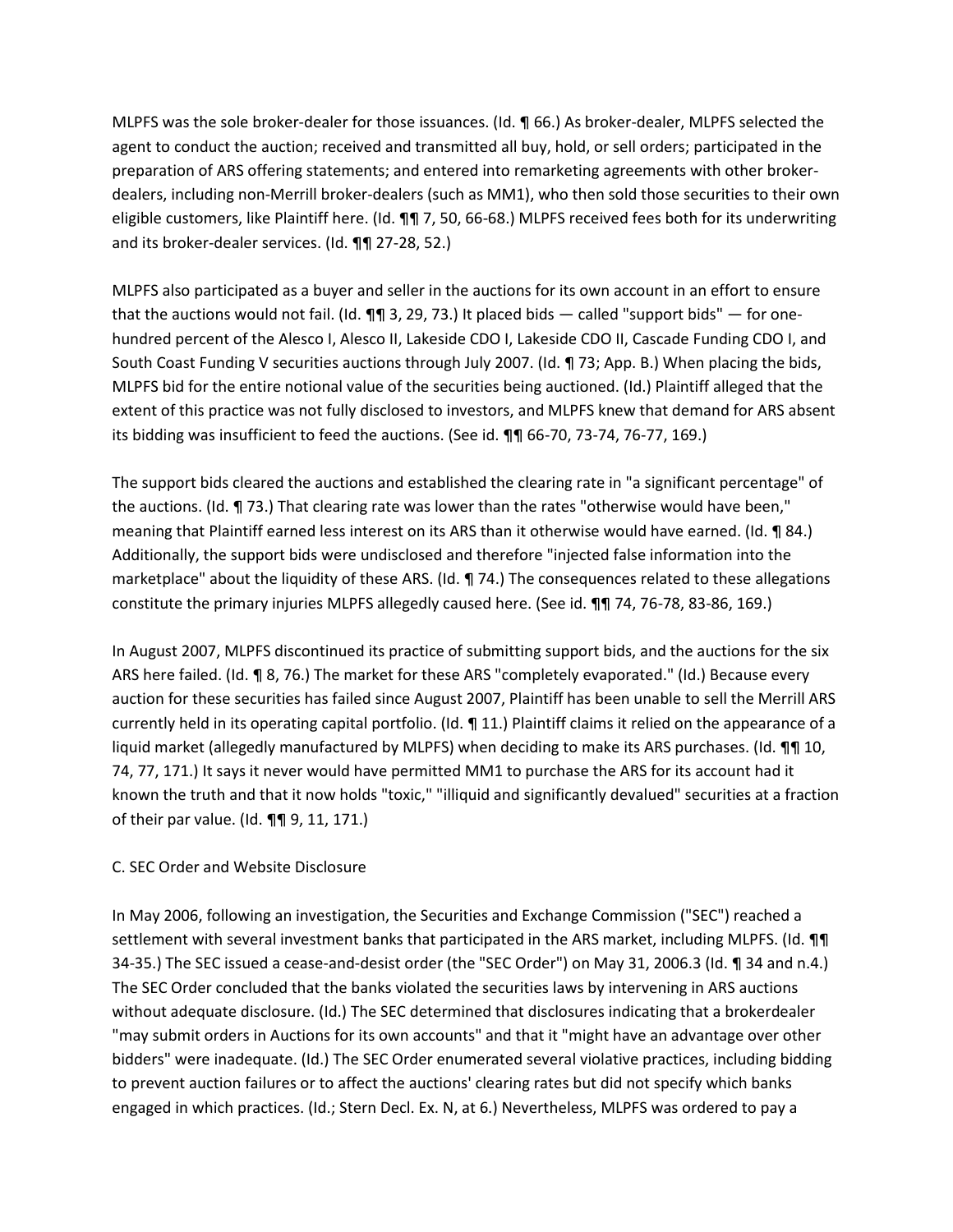MLPFS was the sole broker-dealer for those issuances. (Id. ¶ 66.) As broker-dealer, MLPFS selected the agent to conduct the auction; received and transmitted all buy, hold, or sell orders; participated in the preparation of ARS offering statements; and entered into remarketing agreements with other broker-dealers, including non-Merrill broker-dealers (such as MM1), who then sold those securities to their own eligible customers, like Plaintiff here. (Id. ¶¶ 7, 50, 66-68.) MLPFS received fees both for its underwriting and its broker-dealer services. (Id. ¶¶ 27-28, 52.)

MLPFS also participated as a buyer and seller in the auctions for its own account in an effort to ensure that the auctions would not fail. (Id. ¶¶ 3, 29, 73.) It placed bids — called "support bids" — for one-hundred percent of the Alesco I, Alesco II, Lakeside CDO I, Lakeside CDO II, Cascade Funding CDO I, and South Coast Funding V securities auctions through July 2007. (Id. ¶ 73; App. B.) When placing the bids, MLPFS bid for the entire notional value of the securities being auctioned. (Id.) Plaintiff alleged that the extent of this practice was not fully disclosed to investors, and MLPFS knew that demand for ARS absent its bidding was insufficient to feed the auctions. (See id. ¶¶ 66-70, 73-74, 76-77, 169.)

The support bids cleared the auctions and established the clearing rate in "a significant percentage" of the auctions. (Id. ¶ 73.) That clearing rate was lower than the rates "otherwise would have been," meaning that Plaintiff earned less interest on its ARS than it otherwise would have earned. (Id. ¶ 84.) Additionally, the support bids were undisclosed and therefore "injected false information into the marketplace" about the liquidity of these ARS. (Id. ¶ 74.) The consequences related to these allegations constitute the primary injuries MLPFS allegedly caused here. (See id. ¶¶ 74, 76-78, 83-86, 169.)

In August 2007, MLPFS discontinued its practice of submitting support bids, and the auctions for the six ARS here failed. (Id. ¶ 8, 76.) The market for these ARS "completely evaporated." (Id.) Because every auction for these securities has failed since August 2007, Plaintiff has been unable to sell the Merrill ARS currently held in its operating capital portfolio. (Id. ¶ 11.) Plaintiff claims it relied on the appearance of a liquid market (allegedly manufactured by MLPFS) when deciding to make its ARS purchases. (Id. ¶¶ 10, 74, 77, 171.) It says it never would have permitted MM1 to purchase the ARS for its account had it known the truth and that it now holds "toxic," "illiquid and significantly devalued" securities at a fraction of their par value. (Id. ¶¶ 9, 11, 171.)

C. SEC Order and Website Disclosure

In May 2006, following an investigation, the Securities and Exchange Commission ("SEC") reached a settlement with several investment banks that participated in the ARS market, including MLPFS. (Id. ¶¶ 34-35.) The SEC issued a cease-and-desist order (the "SEC Order") on May 31, 2006.[3] (Id. ¶ 34 and n.4.) The SEC Order concluded that the banks violated the securities laws by intervening in ARS auctions without adequate disclosure. (Id.) The SEC determined that disclosures indicating that a brokerdealer "may submit orders in Auctions for its own accounts" and that it "might have an advantage over other bidders" were inadequate. (Id.) The SEC Order enumerated several violative practices, including bidding to prevent auction failures or to affect the auctions' clearing rates but did not specify which banks engaged in which practices. (Id.; Stern Decl. Ex. N, at 6.) Nevertheless, MLPFS was ordered to pay a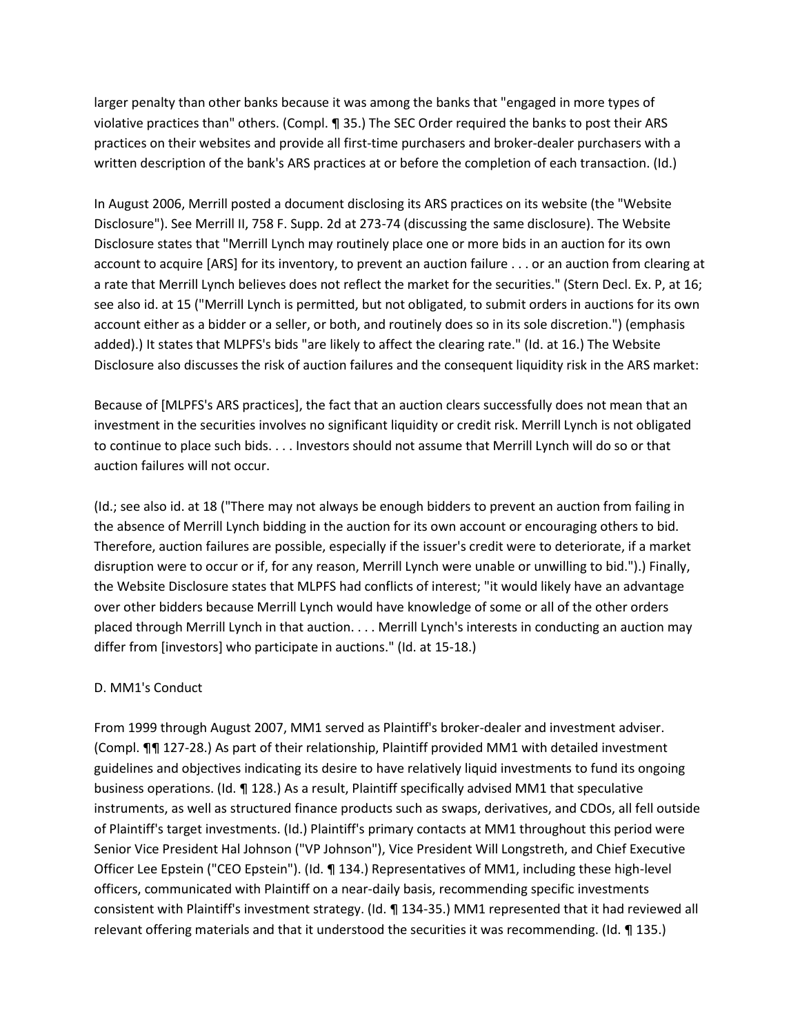larger penalty than other banks because it was among the banks that "engaged in more types of violative practices than" others. (Compl. ¶ 35.) The SEC Order required the banks to post their ARS practices on their websites and provide all first-time purchasers and broker-dealer purchasers with a written description of the bank's ARS practices at or before the completion of each transaction. (Id.)

In August 2006, Merrill posted a document disclosing its ARS practices on its website (the "Website Disclosure"). See Merrill II, 758 F. Supp. 2d at 273-74 (discussing the same disclosure). The Website Disclosure states that "Merrill Lynch may routinely place one or more bids in an auction for its own account to acquire [ARS] for its inventory, to prevent an auction failure . . . or an auction from clearing at a rate that Merrill Lynch believes does not reflect the market for the securities." (Stern Decl. Ex. P, at 16; see also id. at 15 ("Merrill Lynch is permitted, but not obligated, to submit orders in auctions for its own account either as a bidder or a seller, or both, and routinely does so in its sole discretion.") (emphasis added).) It states that MLPFS's bids "are likely to affect the clearing rate." (Id. at 16.) The Website Disclosure also discusses the risk of auction failures and the consequent liquidity risk in the ARS market:

Because of [MLPFS's ARS practices], the fact that an auction clears successfully does not mean that an investment in the securities involves no significant liquidity or credit risk. Merrill Lynch is not obligated to continue to place such bids. . . . Investors should not assume that Merrill Lynch will do so or that auction failures will not occur.

(Id.; see also id. at 18 ("There may not always be enough bidders to prevent an auction from failing in the absence of Merrill Lynch bidding in the auction for its own account or encouraging others to bid. Therefore, auction failures are possible, especially if the issuer's credit were to deteriorate, if a market disruption were to occur or if, for any reason, Merrill Lynch were unable or unwilling to bid.").) Finally, the Website Disclosure states that MLPFS had conflicts of interest; "it would likely have an advantage over other bidders because Merrill Lynch would have knowledge of some or all of the other orders placed through Merrill Lynch in that auction. . . . Merrill Lynch's interests in conducting an auction may differ from [investors] who participate in auctions." (Id. at 15-18.)

D. MM1's Conduct

From 1999 through August 2007, MM1 served as Plaintiff's broker-dealer and investment adviser. (Compl. ¶¶ 127-28.) As part of their relationship, Plaintiff provided MM1 with detailed investment guidelines and objectives indicating its desire to have relatively liquid investments to fund its ongoing business operations. (Id. ¶ 128.) As a result, Plaintiff specifically advised MM1 that speculative instruments, as well as structured finance products such as swaps, derivatives, and CDOs, all fell outside of Plaintiff's target investments. (Id.) Plaintiff's primary contacts at MM1 throughout this period were Senior Vice President Hal Johnson ("VP Johnson"), Vice President Will Longstreth, and Chief Executive Officer Lee Epstein ("CEO Epstein"). (Id. ¶ 134.) Representatives of MM1, including these high-level officers, communicated with Plaintiff on a near-daily basis, recommending specific investments consistent with Plaintiff's investment strategy. (Id. ¶ 134-35.) MM1 represented that it had reviewed all relevant offering materials and that it understood the securities it was recommending. (Id. ¶ 135.)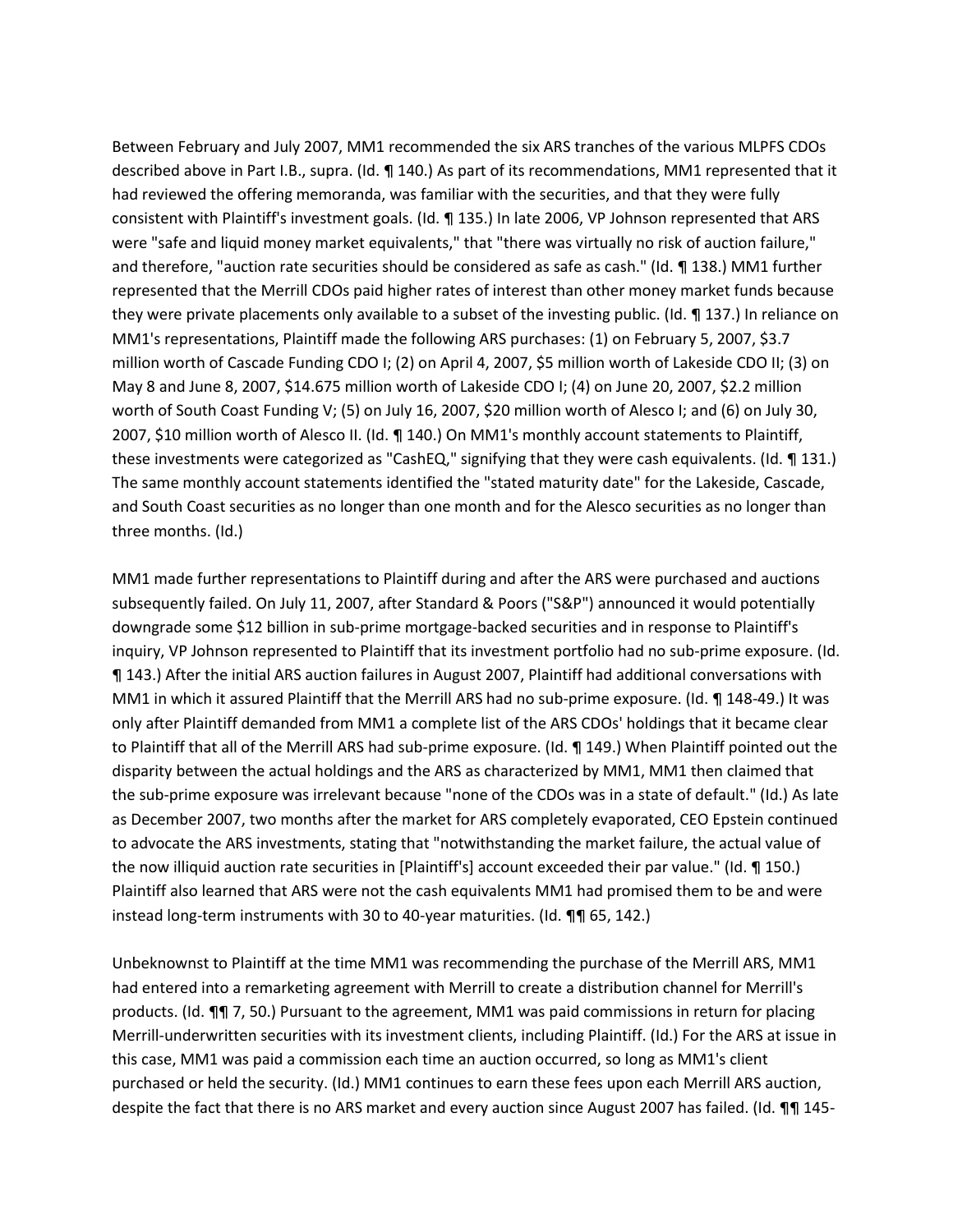Between February and July 2007, MM1 recommended the six ARS tranches of the various MLPFS CDOs described above in Part I.B., supra. (Id. ¶ 140.) As part of its recommendations, MM1 represented that it had reviewed the offering memoranda, was familiar with the securities, and that they were fully consistent with Plaintiff's investment goals. (Id. ¶ 135.) In late 2006, VP Johnson represented that ARS were "safe and liquid money market equivalents," that "there was virtually no risk of auction failure," and therefore, "auction rate securities should be considered as safe as cash." (Id. ¶ 138.) MM1 further represented that the Merrill CDOs paid higher rates of interest than other money market funds because they were private placements only available to a subset of the investing public. (Id. ¶ 137.) In reliance on MM1's representations, Plaintiff made the following ARS purchases: (1) on February 5, 2007, $3.7 million worth of Cascade Funding CDO I; (2) on April 4, 2007, $5 million worth of Lakeside CDO II; (3) on May 8 and June 8, 2007, $14.675 million worth of Lakeside CDO I; (4) on June 20, 2007, $2.2 million worth of South Coast Funding V; (5) on July 16, 2007, $20 million worth of Alesco I; and (6) on July 30, 2007, $10 million worth of Alesco II. (Id. ¶ 140.) On MM1's monthly account statements to Plaintiff, these investments were categorized as "CashEQ," signifying that they were cash equivalents. (Id. ¶ 131.) The same monthly account statements identified the "stated maturity date" for the Lakeside, Cascade, and South Coast securities as no longer than one month and for the Alesco securities as no longer than three months. (Id.)

MM1 made further representations to Plaintiff during and after the ARS were purchased and auctions subsequently failed. On July 11, 2007, after Standard & Poors ("S&P") announced it would potentially downgrade some $12 billion in sub-prime mortgage-backed securities and in response to Plaintiff's inquiry, VP Johnson represented to Plaintiff that its investment portfolio had no sub-prime exposure. (Id. ¶ 143.) After the initial ARS auction failures in August 2007, Plaintiff had additional conversations with MM1 in which it assured Plaintiff that the Merrill ARS had no sub-prime exposure. (Id. ¶ 148-49.) It was only after Plaintiff demanded from MM1 a complete list of the ARS CDOs' holdings that it became clear to Plaintiff that all of the Merrill ARS had sub-prime exposure. (Id. ¶ 149.) When Plaintiff pointed out the disparity between the actual holdings and the ARS as characterized by MM1, MM1 then claimed that the sub-prime exposure was irrelevant because "none of the CDOs was in a state of default." (Id.) As late as December 2007, two months after the market for ARS completely evaporated, CEO Epstein continued to advocate the ARS investments, stating that "notwithstanding the market failure, the actual value of the now illiquid auction rate securities in [Plaintiff's] account exceeded their par value." (Id. ¶ 150.) Plaintiff also learned that ARS were not the cash equivalents MM1 had promised them to be and were instead long-term instruments with 30 to 40-year maturities. (Id. ¶¶ 65, 142.)

Unbeknownst to Plaintiff at the time MM1 was recommending the purchase of the Merrill ARS, MM1 had entered into a remarketing agreement with Merrill to create a distribution channel for Merrill's products. (Id. ¶¶ 7, 50.) Pursuant to the agreement, MM1 was paid commissions in return for placing Merrill-underwritten securities with its investment clients, including Plaintiff. (Id.) For the ARS at issue in this case, MM1 was paid a commission each time an auction occurred, so long as MM1's client purchased or held the security. (Id.) MM1 continues to earn these fees upon each Merrill ARS auction, despite the fact that there is no ARS market and every auction since August 2007 has failed. (Id. ¶¶ 145-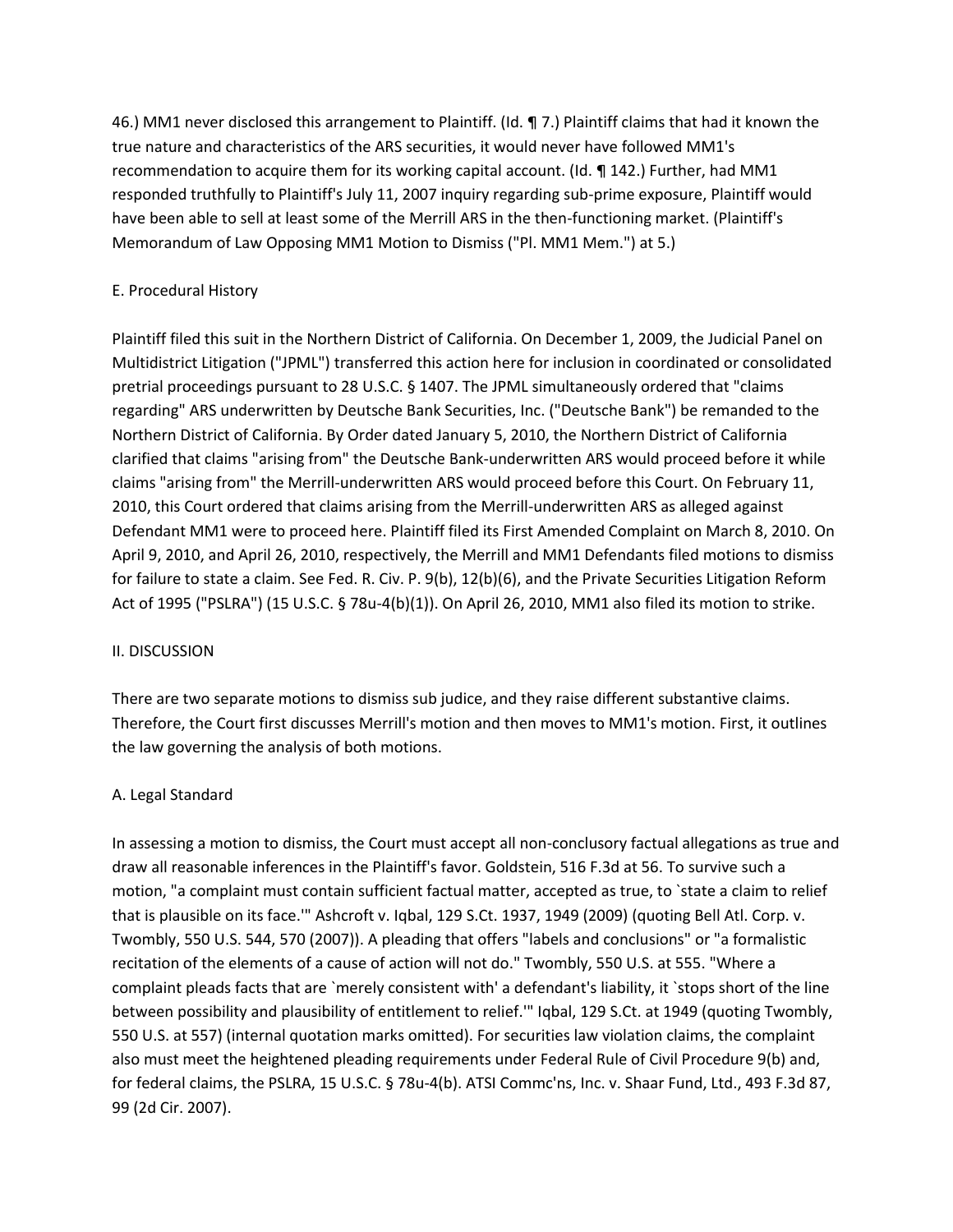46.) MM1 never disclosed this arrangement to Plaintiff. (Id. ¶ 7.) Plaintiff claims that had it known the true nature and characteristics of the ARS securities, it would never have followed MM1's recommendation to acquire them for its working capital account. (Id. ¶ 142.) Further, had MM1 responded truthfully to Plaintiff's July 11, 2007 inquiry regarding sub-prime exposure, Plaintiff would have been able to sell at least some of the Merrill ARS in the then-functioning market. (Plaintiff's Memorandum of Law Opposing MM1 Motion to Dismiss ("Pl. MM1 Mem.") at 5.)

### E. Procedural History

Plaintiff filed this suit in the Northern District of California. On December 1, 2009, the Judicial Panel on Multidistrict Litigation ("JPML") transferred this action here for inclusion in coordinated or consolidated pretrial proceedings pursuant to 28 U.S.C. § 1407. The JPML simultaneously ordered that "claims regarding" ARS underwritten by Deutsche Bank Securities, Inc. ("Deutsche Bank") be remanded to the Northern District of California. By Order dated January 5, 2010, the Northern District of California clarified that claims "arising from" the Deutsche Bank-underwritten ARS would proceed before it while claims "arising from" the Merrill-underwritten ARS would proceed before this Court. On February 11, 2010, this Court ordered that claims arising from the Merrill-underwritten ARS as alleged against Defendant MM1 were to proceed here. Plaintiff filed its First Amended Complaint on March 8, 2010. On April 9, 2010, and April 26, 2010, respectively, the Merrill and MM1 Defendants filed motions to dismiss for failure to state a claim. See Fed. R. Civ. P. 9(b), 12(b)(6), and the Private Securities Litigation Reform Act of 1995 ("PSLRA") (15 U.S.C. § 78u-4(b)(1)). On April 26, 2010, MM1 also filed its motion to strike.

## II. DISCUSSION

There are two separate motions to dismiss sub judice, and they raise different substantive claims. Therefore, the Court first discusses Merrill's motion and then moves to MM1's motion. First, it outlines the law governing the analysis of both motions.

### A. Legal Standard

In assessing a motion to dismiss, the Court must accept all non-conclusory factual allegations as true and draw all reasonable inferences in the Plaintiff's favor. Goldstein, 516 F.3d at 56. To survive such a motion, "a complaint must contain sufficient factual matter, accepted as true, to `state a claim to relief that is plausible on its face.'" Ashcroft v. Iqbal, 129 S.Ct. 1937, 1949 (2009) (quoting Bell Atl. Corp. v. Twombly, 550 U.S. 544, 570 (2007)). A pleading that offers "labels and conclusions" or "a formalistic recitation of the elements of a cause of action will not do." Twombly, 550 U.S. at 555. "Where a complaint pleads facts that are `merely consistent with' a defendant's liability, it `stops short of the line between possibility and plausibility of entitlement to relief.'" Iqbal, 129 S.Ct. at 1949 (quoting Twombly, 550 U.S. at 557) (internal quotation marks omitted). For securities law violation claims, the complaint also must meet the heightened pleading requirements under Federal Rule of Civil Procedure 9(b) and, for federal claims, the PSLRA, 15 U.S.C. § 78u-4(b). ATSI Commc'ns, Inc. v. Shaar Fund, Ltd., 493 F.3d 87, 99 (2d Cir. 2007).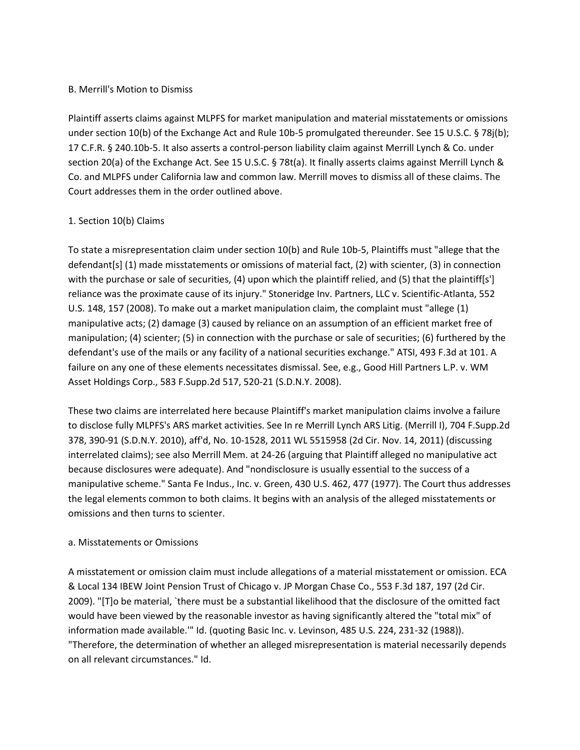### B. Merrill's Motion to Dismiss

Plaintiff asserts claims against MLPFS for market manipulation and material misstatements or omissions under section 10(b) of the Exchange Act and Rule 10b-5 promulgated thereunder. See 15 U.S.C. § 78j(b); 17 C.F.R. § 240.10b-5. It also asserts a control-person liability claim against Merrill Lynch & Co. under section 20(a) of the Exchange Act. See 15 U.S.C. § 78t(a). It finally asserts claims against Merrill Lynch & Co. and MLPFS under California law and common law. Merrill moves to dismiss all of these claims. The Court addresses them in the order outlined above.

#### 1. Section 10(b) Claims

To state a misrepresentation claim under section 10(b) and Rule 10b-5, Plaintiffs must "allege that the defendant[s] (1) made misstatements or omissions of material fact, (2) with scienter, (3) in connection with the purchase or sale of securities, (4) upon which the plaintiff relied, and (5) that the plaintiff[s'] reliance was the proximate cause of its injury." Stoneridge Inv. Partners, LLC v. Scientific-Atlanta, 552 U.S. 148, 157 (2008). To make out a market manipulation claim, the complaint must "allege (1) manipulative acts; (2) damage (3) caused by reliance on an assumption of an efficient market free of manipulation; (4) scienter; (5) in connection with the purchase or sale of securities; (6) furthered by the defendant's use of the mails or any facility of a national securities exchange." ATSI, 493 F.3d at 101. A failure on any one of these elements necessitates dismissal. See, e.g., Good Hill Partners L.P. v. WM Asset Holdings Corp., 583 F.Supp.2d 517, 520-21 (S.D.N.Y. 2008).

These two claims are interrelated here because Plaintiff's market manipulation claims involve a failure to disclose fully MLPFS's ARS market activities. See In re Merrill Lynch ARS Litig. (Merrill I), 704 F.Supp.2d 378, 390-91 (S.D.N.Y. 2010), aff'd, No. 10-1528, 2011 WL 5515958 (2d Cir. Nov. 14, 2011) (discussing interrelated claims); see also Merrill Mem. at 24-26 (arguing that Plaintiff alleged no manipulative act because disclosures were adequate). And "nondisclosure is usually essential to the success of a manipulative scheme." Santa Fe Indus., Inc. v. Green, 430 U.S. 462, 477 (1977). The Court thus addresses the legal elements common to both claims. It begins with an analysis of the alleged misstatements or omissions and then turns to scienter.

##### a. Misstatements or Omissions

A misstatement or omission claim must include allegations of a material misstatement or omission. ECA & Local 134 IBEW Joint Pension Trust of Chicago v. JP Morgan Chase Co., 553 F.3d 187, 197 (2d Cir. 2009). "[T]o be material, `there must be a substantial likelihood that the disclosure of the omitted fact would have been viewed by the reasonable investor as having significantly altered the "total mix" of information made available.'" Id. (quoting Basic Inc. v. Levinson, 485 U.S. 224, 231-32 (1988)). "Therefore, the determination of whether an alleged misrepresentation is material necessarily depends on all relevant circumstances." Id.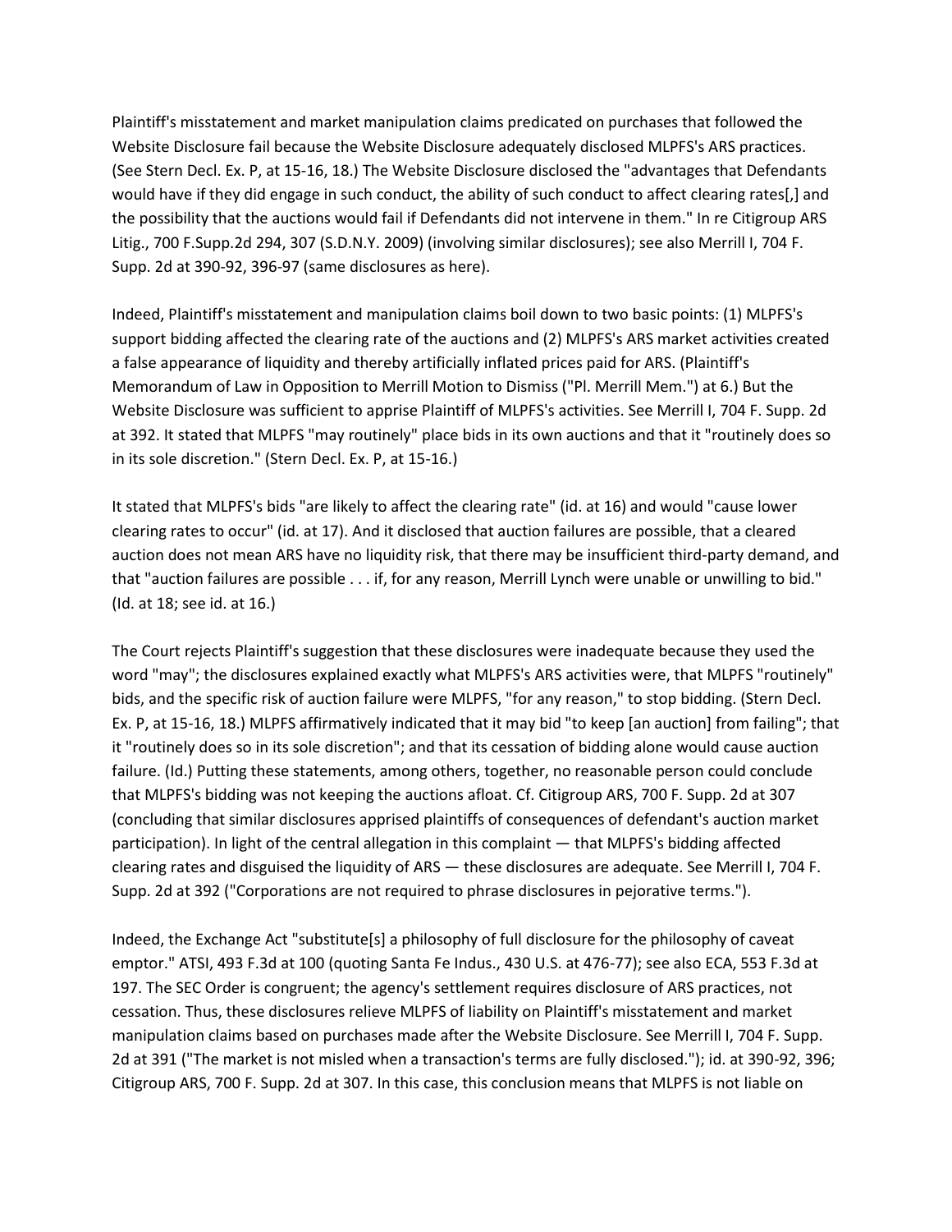Plaintiff's misstatement and market manipulation claims predicated on purchases that followed the Website Disclosure fail because the Website Disclosure adequately disclosed MLPFS's ARS practices. (See Stern Decl. Ex. P, at 15-16, 18.) The Website Disclosure disclosed the "advantages that Defendants would have if they did engage in such conduct, the ability of such conduct to affect clearing rates[,] and the possibility that the auctions would fail if Defendants did not intervene in them." In re Citigroup ARS Litig., 700 F.Supp.2d 294, 307 (S.D.N.Y. 2009) (involving similar disclosures); see also Merrill I, 704 F. Supp. 2d at 390-92, 396-97 (same disclosures as here).

Indeed, Plaintiff's misstatement and manipulation claims boil down to two basic points: (1) MLPFS's support bidding affected the clearing rate of the auctions and (2) MLPFS's ARS market activities created a false appearance of liquidity and thereby artificially inflated prices paid for ARS. (Plaintiff's Memorandum of Law in Opposition to Merrill Motion to Dismiss ("Pl. Merrill Mem.") at 6.) But the Website Disclosure was sufficient to apprise Plaintiff of MLPFS's activities. See Merrill I, 704 F. Supp. 2d at 392. It stated that MLPFS "may routinely" place bids in its own auctions and that it "routinely does so in its sole discretion." (Stern Decl. Ex. P, at 15-16.)

It stated that MLPFS's bids "are likely to affect the clearing rate" (id. at 16) and would "cause lower clearing rates to occur" (id. at 17). And it disclosed that auction failures are possible, that a cleared auction does not mean ARS have no liquidity risk, that there may be insufficient third-party demand, and that "auction failures are possible . . . if, for any reason, Merrill Lynch were unable or unwilling to bid." (Id. at 18; see id. at 16.)

The Court rejects Plaintiff's suggestion that these disclosures were inadequate because they used the word "may"; the disclosures explained exactly what MLPFS's ARS activities were, that MLPFS "routinely" bids, and the specific risk of auction failure were MLPFS, "for any reason," to stop bidding. (Stern Decl. Ex. P, at 15-16, 18.) MLPFS affirmatively indicated that it may bid "to keep [an auction] from failing"; that it "routinely does so in its sole discretion"; and that its cessation of bidding alone would cause auction failure. (Id.) Putting these statements, among others, together, no reasonable person could conclude that MLPFS's bidding was not keeping the auctions afloat. Cf. Citigroup ARS, 700 F. Supp. 2d at 307 (concluding that similar disclosures apprised plaintiffs of consequences of defendant's auction market participation). In light of the central allegation in this complaint — that MLPFS's bidding affected clearing rates and disguised the liquidity of ARS — these disclosures are adequate. See Merrill I, 704 F. Supp. 2d at 392 ("Corporations are not required to phrase disclosures in pejorative terms.").

Indeed, the Exchange Act "substitute[s] a philosophy of full disclosure for the philosophy of caveat emptor." ATSI, 493 F.3d at 100 (quoting Santa Fe Indus., 430 U.S. at 476-77); see also ECA, 553 F.3d at 197. The SEC Order is congruent; the agency's settlement requires disclosure of ARS practices, not cessation. Thus, these disclosures relieve MLPFS of liability on Plaintiff's misstatement and market manipulation claims based on purchases made after the Website Disclosure. See Merrill I, 704 F. Supp. 2d at 391 ("The market is not misled when a transaction's terms are fully disclosed."); id. at 390-92, 396; Citigroup ARS, 700 F. Supp. 2d at 307. In this case, this conclusion means that MLPFS is not liable on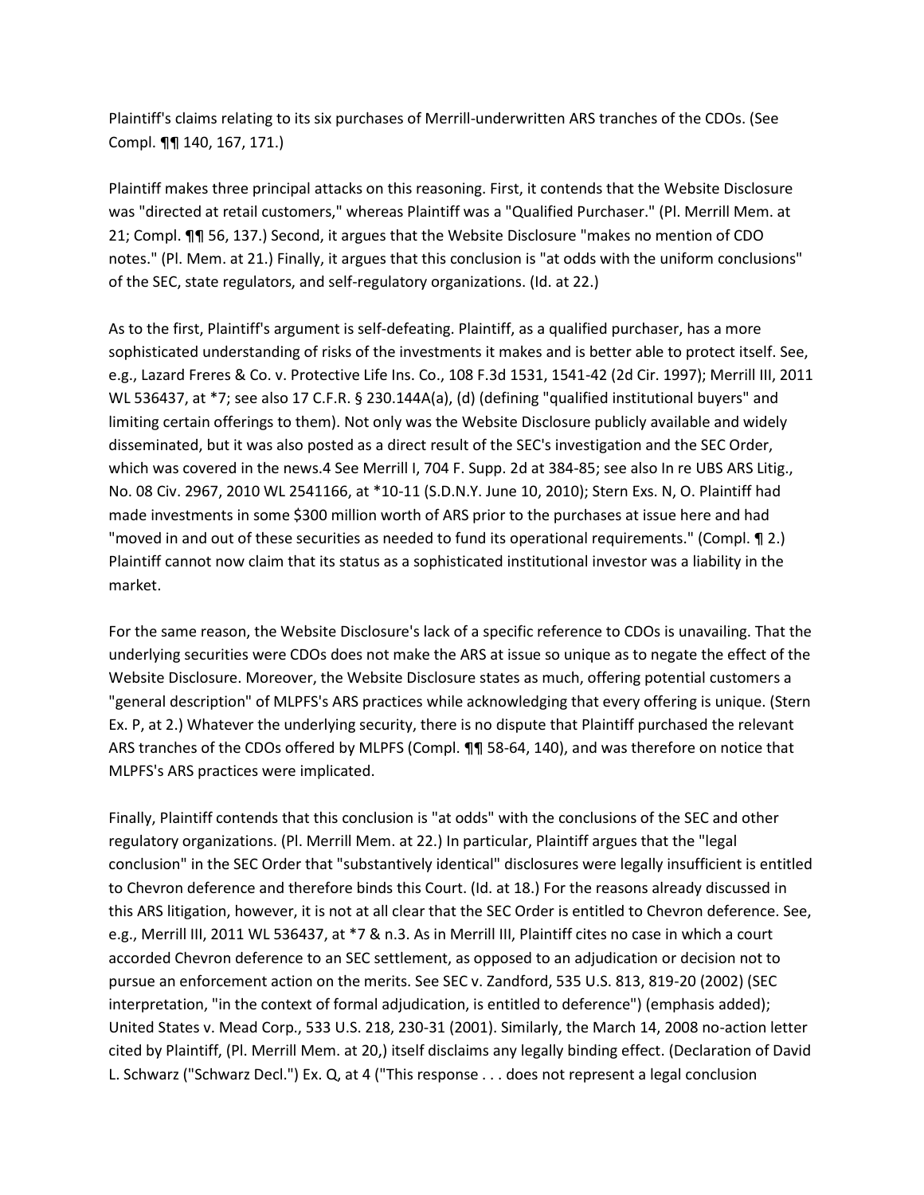Plaintiff's claims relating to its six purchases of Merrill-underwritten ARS tranches of the CDOs. (See Compl. ¶¶ 140, 167, 171.)

Plaintiff makes three principal attacks on this reasoning. First, it contends that the Website Disclosure was "directed at retail customers," whereas Plaintiff was a "Qualified Purchaser." (Pl. Merrill Mem. at 21; Compl. ¶¶ 56, 137.) Second, it argues that the Website Disclosure "makes no mention of CDO notes." (Pl. Mem. at 21.) Finally, it argues that this conclusion is "at odds with the uniform conclusions" of the SEC, state regulators, and self-regulatory organizations. (Id. at 22.)

As to the first, Plaintiff's argument is self-defeating. Plaintiff, as a qualified purchaser, has a more sophisticated understanding of risks of the investments it makes and is better able to protect itself. See, e.g., Lazard Freres & Co. v. Protective Life Ins. Co., 108 F.3d 1531, 1541-42 (2d Cir. 1997); Merrill III, 2011 WL 536437, at *7; see also 17 C.F.R. § 230.144A(a), (d) (defining "qualified institutional buyers" and limiting certain offerings to them). Not only was the Website Disclosure publicly available and widely disseminated, but it was also posted as a direct result of the SEC's investigation and the SEC Order, which was covered in the news.[4] See Merrill I, 704 F. Supp. 2d at 384-85; see also In re UBS ARS Litig., No. 08 Civ. 2967, 2010 WL 2541166, at *10-11 (S.D.N.Y. June 10, 2010); Stern Exs. N, O. Plaintiff had made investments in some $300 million worth of ARS prior to the purchases at issue here and had "moved in and out of these securities as needed to fund its operational requirements." (Compl. ¶ 2.) Plaintiff cannot now claim that its status as a sophisticated institutional investor was a liability in the market.

For the same reason, the Website Disclosure's lack of a specific reference to CDOs is unavailing. That the underlying securities were CDOs does not make the ARS at issue so unique as to negate the effect of the Website Disclosure. Moreover, the Website Disclosure states as much, offering potential customers a "general description" of MLPFS's ARS practices while acknowledging that every offering is unique. (Stern Ex. P, at 2.) Whatever the underlying security, there is no dispute that Plaintiff purchased the relevant ARS tranches of the CDOs offered by MLPFS (Compl. ¶¶ 58-64, 140), and was therefore on notice that MLPFS's ARS practices were implicated.

Finally, Plaintiff contends that this conclusion is "at odds" with the conclusions of the SEC and other regulatory organizations. (Pl. Merrill Mem. at 22.) In particular, Plaintiff argues that the "legal conclusion" in the SEC Order that "substantively identical" disclosures were legally insufficient is entitled to Chevron deference and therefore binds this Court. (Id. at 18.) For the reasons already discussed in this ARS litigation, however, it is not at all clear that the SEC Order is entitled to Chevron deference. See, e.g., Merrill III, 2011 WL 536437, at *7 & n.3. As in Merrill III, Plaintiff cites no case in which a court accorded Chevron deference to an SEC settlement, as opposed to an adjudication or decision not to pursue an enforcement action on the merits. See SEC v. Zandford, 535 U.S. 813, 819-20 (2002) (SEC interpretation, "in the context of formal adjudication, is entitled to deference") (emphasis added); United States v. Mead Corp., 533 U.S. 218, 230-31 (2001). Similarly, the March 14, 2008 no-action letter cited by Plaintiff, (Pl. Merrill Mem. at 20,) itself disclaims any legally binding effect. (Declaration of David L. Schwarz ("Schwarz Decl.") Ex. Q, at 4 ("This response . . . does not represent a legal conclusion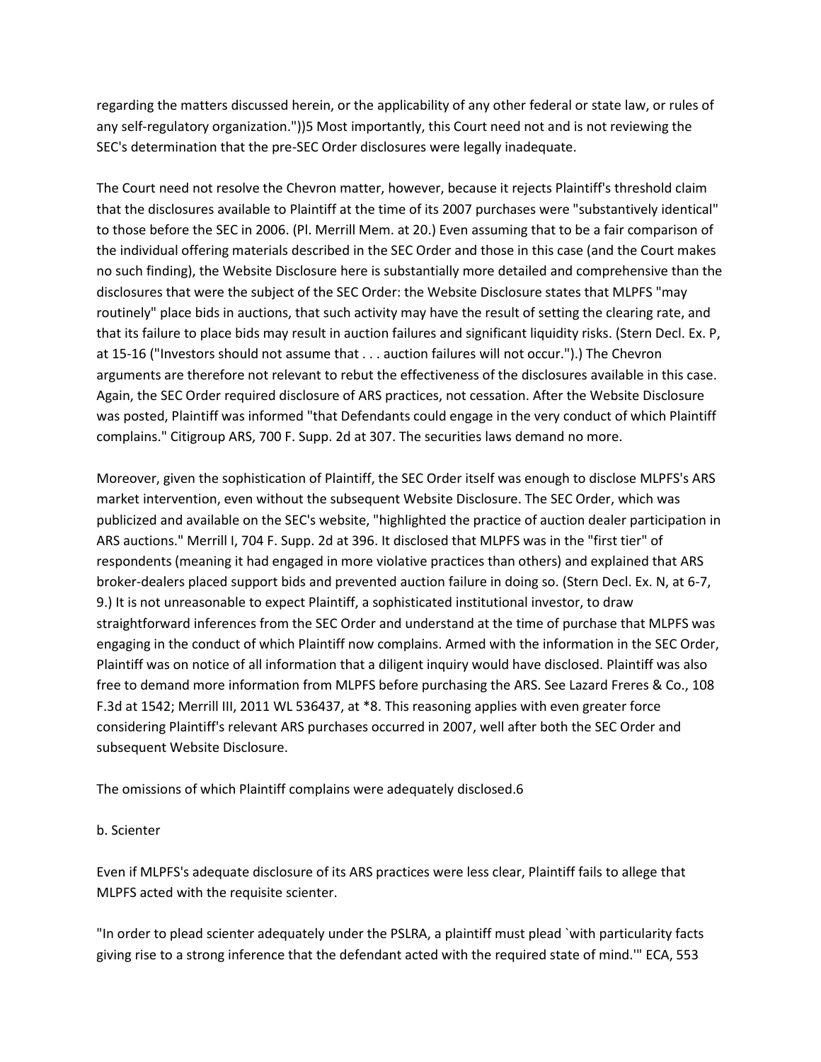regarding the matters discussed herein, or the applicability of any other federal or state law, or rules of any self-regulatory organization."))5 Most importantly, this Court need not and is not reviewing the SEC's determination that the pre-SEC Order disclosures were legally inadequate.

The Court need not resolve the Chevron matter, however, because it rejects Plaintiff's threshold claim that the disclosures available to Plaintiff at the time of its 2007 purchases were "substantively identical" to those before the SEC in 2006. (Pl. Merrill Mem. at 20.) Even assuming that to be a fair comparison of the individual offering materials described in the SEC Order and those in this case (and the Court makes no such finding), the Website Disclosure here is substantially more detailed and comprehensive than the disclosures that were the subject of the SEC Order: the Website Disclosure states that MLPFS "may routinely" place bids in auctions, that such activity may have the result of setting the clearing rate, and that its failure to place bids may result in auction failures and significant liquidity risks. (Stern Decl. Ex. P, at 15-16 ("Investors should not assume that . . . auction failures will not occur.").) The Chevron arguments are therefore not relevant to rebut the effectiveness of the disclosures available in this case. Again, the SEC Order required disclosure of ARS practices, not cessation. After the Website Disclosure was posted, Plaintiff was informed "that Defendants could engage in the very conduct of which Plaintiff complains." Citigroup ARS, 700 F. Supp. 2d at 307. The securities laws demand no more.

Moreover, given the sophistication of Plaintiff, the SEC Order itself was enough to disclose MLPFS's ARS market intervention, even without the subsequent Website Disclosure. The SEC Order, which was publicized and available on the SEC's website, "highlighted the practice of auction dealer participation in ARS auctions." Merrill I, 704 F. Supp. 2d at 396. It disclosed that MLPFS was in the "first tier" of respondents (meaning it had engaged in more violative practices than others) and explained that ARS broker-dealers placed support bids and prevented auction failure in doing so. (Stern Decl. Ex. N, at 6-7, 9.) It is not unreasonable to expect Plaintiff, a sophisticated institutional investor, to draw straightforward inferences from the SEC Order and understand at the time of purchase that MLPFS was engaging in the conduct of which Plaintiff now complains. Armed with the information in the SEC Order, Plaintiff was on notice of all information that a diligent inquiry would have disclosed. Plaintiff was also free to demand more information from MLPFS before purchasing the ARS. See Lazard Freres & Co., 108 F.3d at 1542; Merrill III, 2011 WL 536437, at *8. This reasoning applies with even greater force considering Plaintiff's relevant ARS purchases occurred in 2007, well after both the SEC Order and subsequent Website Disclosure.

The omissions of which Plaintiff complains were adequately disclosed.6

b. Scienter

Even if MLPFS's adequate disclosure of its ARS practices were less clear, Plaintiff fails to allege that MLPFS acted with the requisite scienter.

"In order to plead scienter adequately under the PSLRA, a plaintiff must plead `with particularity facts giving rise to a strong inference that the defendant acted with the required state of mind.'" ECA, 553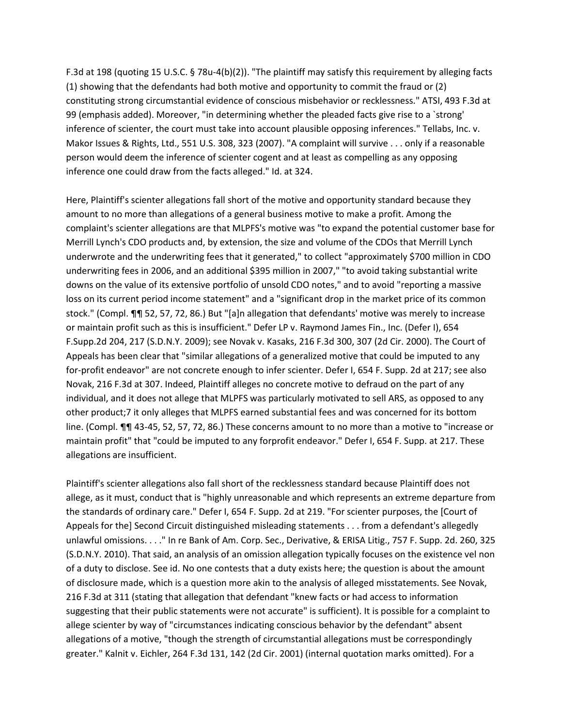F.3d at 198 (quoting 15 U.S.C. § 78u-4(b)(2)). "The plaintiff may satisfy this requirement by alleging facts (1) showing that the defendants had both motive and opportunity to commit the fraud or (2) constituting strong circumstantial evidence of conscious misbehavior or recklessness." ATSI, 493 F.3d at 99 (emphasis added). Moreover, "in determining whether the pleaded facts give rise to a `strong' inference of scienter, the court must take into account plausible opposing inferences." Tellabs, Inc. v. Makor Issues & Rights, Ltd., 551 U.S. 308, 323 (2007). "A complaint will survive . . . only if a reasonable person would deem the inference of scienter cogent and at least as compelling as any opposing inference one could draw from the facts alleged." Id. at 324.

Here, Plaintiff's scienter allegations fall short of the motive and opportunity standard because they amount to no more than allegations of a general business motive to make a profit. Among the complaint's scienter allegations are that MLPFS's motive was "to expand the potential customer base for Merrill Lynch's CDO products and, by extension, the size and volume of the CDOs that Merrill Lynch underwrote and the underwriting fees that it generated," to collect "approximately $700 million in CDO underwriting fees in 2006, and an additional $395 million in 2007," "to avoid taking substantial write downs on the value of its extensive portfolio of unsold CDO notes," and to avoid "reporting a massive loss on its current period income statement" and a "significant drop in the market price of its common stock." (Compl. ¶¶ 52, 57, 72, 86.) But "[a]n allegation that defendants' motive was merely to increase or maintain profit such as this is insufficient." Defer LP v. Raymond James Fin., Inc. (Defer I), 654 F.Supp.2d 204, 217 (S.D.N.Y. 2009); see Novak v. Kasaks, 216 F.3d 300, 307 (2d Cir. 2000). The Court of Appeals has been clear that "similar allegations of a generalized motive that could be imputed to any for-profit endeavor" are not concrete enough to infer scienter. Defer I, 654 F. Supp. 2d at 217; see also Novak, 216 F.3d at 307. Indeed, Plaintiff alleges no concrete motive to defraud on the part of any individual, and it does not allege that MLPFS was particularly motivated to sell ARS, as opposed to any other product;7 it only alleges that MLPFS earned substantial fees and was concerned for its bottom line. (Compl. ¶¶ 43-45, 52, 57, 72, 86.) These concerns amount to no more than a motive to "increase or maintain profit" that "could be imputed to any forprofit endeavor." Defer I, 654 F. Supp. at 217. These allegations are insufficient.

Plaintiff's scienter allegations also fall short of the recklessness standard because Plaintiff does not allege, as it must, conduct that is "highly unreasonable and which represents an extreme departure from the standards of ordinary care." Defer I, 654 F. Supp. 2d at 219. "For scienter purposes, the [Court of Appeals for the] Second Circuit distinguished misleading statements . . . from a defendant's allegedly unlawful omissions. . . ." In re Bank of Am. Corp. Sec., Derivative, & ERISA Litig., 757 F. Supp. 2d. 260, 325 (S.D.N.Y. 2010). That said, an analysis of an omission allegation typically focuses on the existence vel non of a duty to disclose. See id. No one contests that a duty exists here; the question is about the amount of disclosure made, which is a question more akin to the analysis of alleged misstatements. See Novak, 216 F.3d at 311 (stating that allegation that defendant "knew facts or had access to information suggesting that their public statements were not accurate" is sufficient). It is possible for a complaint to allege scienter by way of "circumstances indicating conscious behavior by the defendant" absent allegations of a motive, "though the strength of circumstantial allegations must be correspondingly greater." Kalnit v. Eichler, 264 F.3d 131, 142 (2d Cir. 2001) (internal quotation marks omitted). For a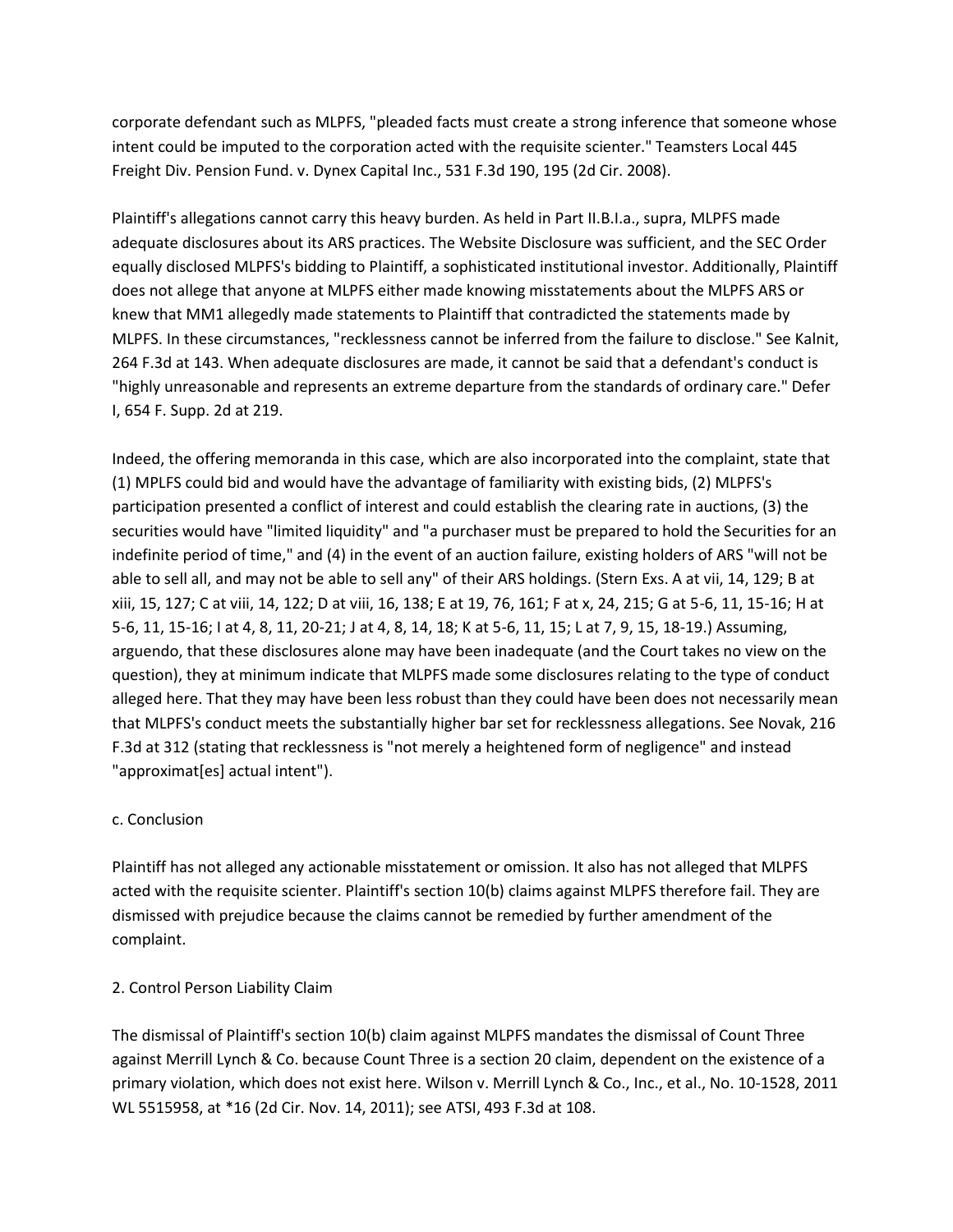corporate defendant such as MLPFS, "pleaded facts must create a strong inference that someone whose intent could be imputed to the corporation acted with the requisite scienter." Teamsters Local 445 Freight Div. Pension Fund. v. Dynex Capital Inc., 531 F.3d 190, 195 (2d Cir. 2008).

Plaintiff's allegations cannot carry this heavy burden. As held in Part II.B.I.a., supra, MLPFS made adequate disclosures about its ARS practices. The Website Disclosure was sufficient, and the SEC Order equally disclosed MLPFS's bidding to Plaintiff, a sophisticated institutional investor. Additionally, Plaintiff does not allege that anyone at MLPFS either made knowing misstatements about the MLPFS ARS or knew that MM1 allegedly made statements to Plaintiff that contradicted the statements made by MLPFS. In these circumstances, "recklessness cannot be inferred from the failure to disclose." See Kalnit, 264 F.3d at 143. When adequate disclosures are made, it cannot be said that a defendant's conduct is "highly unreasonable and represents an extreme departure from the standards of ordinary care." Defer I, 654 F. Supp. 2d at 219.

Indeed, the offering memoranda in this case, which are also incorporated into the complaint, state that (1) MPLFS could bid and would have the advantage of familiarity with existing bids, (2) MPLFS's participation presented a conflict of interest and could establish the clearing rate in auctions, (3) the securities would have "limited liquidity" and "a purchaser must be prepared to hold the Securities for an indefinite period of time," and (4) in the event of an auction failure, existing holders of ARS "will not be able to sell all, and may not be able to sell any" of their ARS holdings. (Stern Exs. A at vii, 14, 129; B at xiii, 15, 127; C at viii, 14, 122; D at viii, 16, 138; E at 19, 76, 161; F at x, 24, 215; G at 5-6, 11, 15-16; H at 5-6, 11, 15-16; I at 4, 8, 11, 20-21; J at 4, 8, 14, 18; K at 5-6, 11, 15; L at 7, 9, 15, 18-19.) Assuming, arguendo, that these disclosures alone may have been inadequate (and the Court takes no view on the question), they at minimum indicate that MLPFS made some disclosures relating to the type of conduct alleged here. That they may have been less robust than they could have been does not necessarily mean that MLPFS's conduct meets the substantially higher bar set for recklessness allegations. See Novak, 216 F.3d at 312 (stating that recklessness is "not merely a heightened form of negligence" and instead "approximat[es] actual intent").

c. Conclusion

Plaintiff has not alleged any actionable misstatement or omission. It also has not alleged that MLPFS acted with the requisite scienter. Plaintiff's section 10(b) claims against MLPFS therefore fail. They are dismissed with prejudice because the claims cannot be remedied by further amendment of the complaint.

2. Control Person Liability Claim

The dismissal of Plaintiff's section 10(b) claim against MLPFS mandates the dismissal of Count Three against Merrill Lynch & Co. because Count Three is a section 20 claim, dependent on the existence of a primary violation, which does not exist here. Wilson v. Merrill Lynch & Co., Inc., et al., No. 10-1528, 2011 WL 5515958, at *16 (2d Cir. Nov. 14, 2011); see ATSI, 493 F.3d at 108.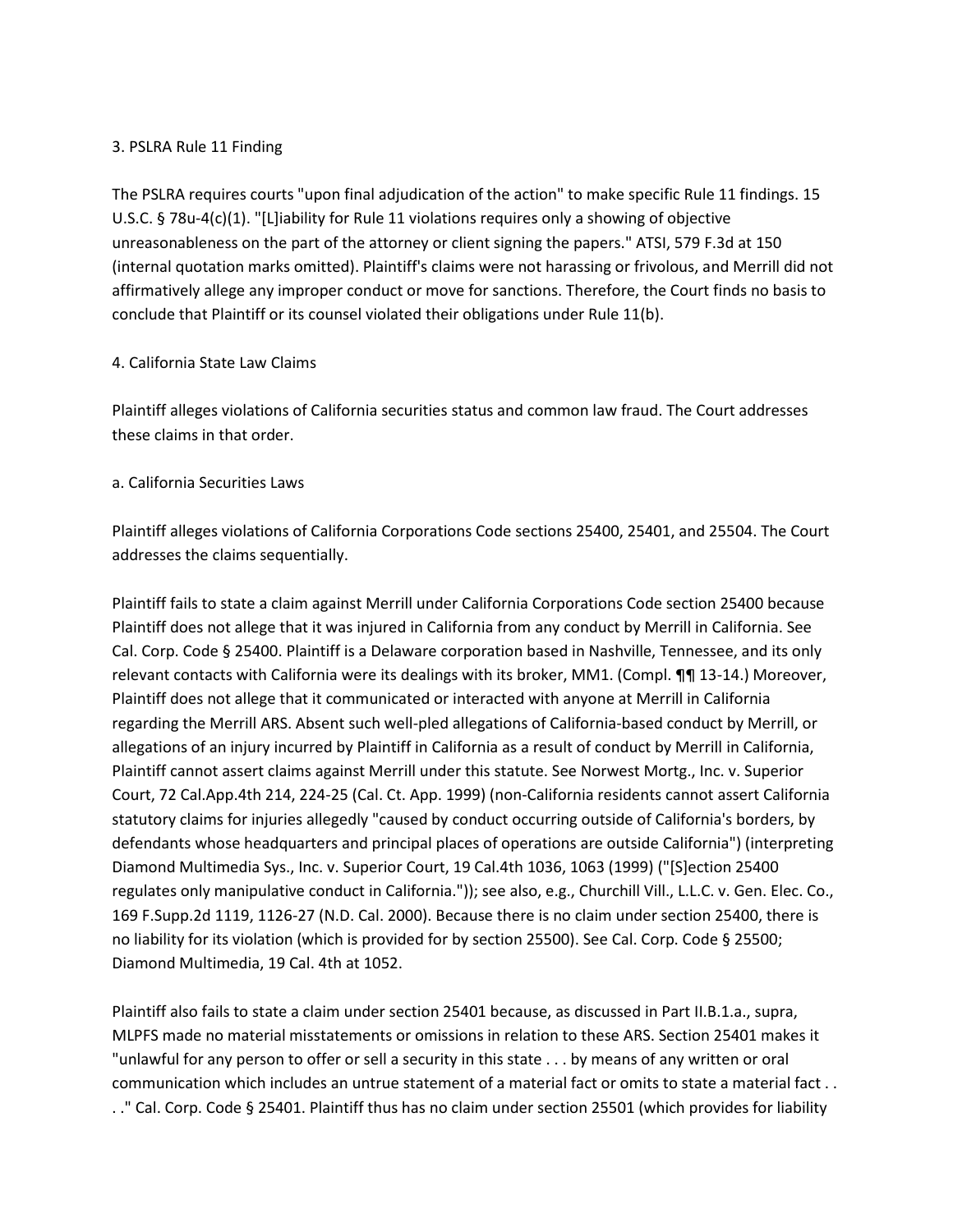### 3. PSLRA Rule 11 Finding

The PSLRA requires courts "upon final adjudication of the action" to make specific Rule 11 findings. 15 U.S.C. § 78u-4(c)(1). "[L]iability for Rule 11 violations requires only a showing of objective unreasonableness on the part of the attorney or client signing the papers." ATSI, 579 F.3d at 150 (internal quotation marks omitted). Plaintiff's claims were not harassing or frivolous, and Merrill did not affirmatively allege any improper conduct or move for sanctions. Therefore, the Court finds no basis to conclude that Plaintiff or its counsel violated their obligations under Rule 11(b).

### 4. California State Law Claims

Plaintiff alleges violations of California securities status and common law fraud. The Court addresses these claims in that order.

#### a. California Securities Laws

Plaintiff alleges violations of California Corporations Code sections 25400, 25401, and 25504. The Court addresses the claims sequentially.

Plaintiff fails to state a claim against Merrill under California Corporations Code section 25400 because Plaintiff does not allege that it was injured in California from any conduct by Merrill in California. See Cal. Corp. Code § 25400. Plaintiff is a Delaware corporation based in Nashville, Tennessee, and its only relevant contacts with California were its dealings with its broker, MM1. (Compl. ¶¶ 13-14.) Moreover, Plaintiff does not allege that it communicated or interacted with anyone at Merrill in California regarding the Merrill ARS. Absent such well-pled allegations of California-based conduct by Merrill, or allegations of an injury incurred by Plaintiff in California as a result of conduct by Merrill in California, Plaintiff cannot assert claims against Merrill under this statute. See Norwest Mortg., Inc. v. Superior Court, 72 Cal.App.4th 214, 224-25 (Cal. Ct. App. 1999) (non-California residents cannot assert California statutory claims for injuries allegedly "caused by conduct occurring outside of California's borders, by defendants whose headquarters and principal places of operations are outside California") (interpreting Diamond Multimedia Sys., Inc. v. Superior Court, 19 Cal.4th 1036, 1063 (1999) ("[S]ection 25400 regulates only manipulative conduct in California.")); see also, e.g., Churchill Vill., L.L.C. v. Gen. Elec. Co., 169 F.Supp.2d 1119, 1126-27 (N.D. Cal. 2000). Because there is no claim under section 25400, there is no liability for its violation (which is provided for by section 25500). See Cal. Corp. Code § 25500; Diamond Multimedia, 19 Cal. 4th at 1052.

Plaintiff also fails to state a claim under section 25401 because, as discussed in Part II.B.1.a., supra, MLPFS made no material misstatements or omissions in relation to these ARS. Section 25401 makes it "unlawful for any person to offer or sell a security in this state . . . by means of any written or oral communication which includes an untrue statement of a material fact or omits to state a material fact . . . ." Cal. Corp. Code § 25401. Plaintiff thus has no claim under section 25501 (which provides for liability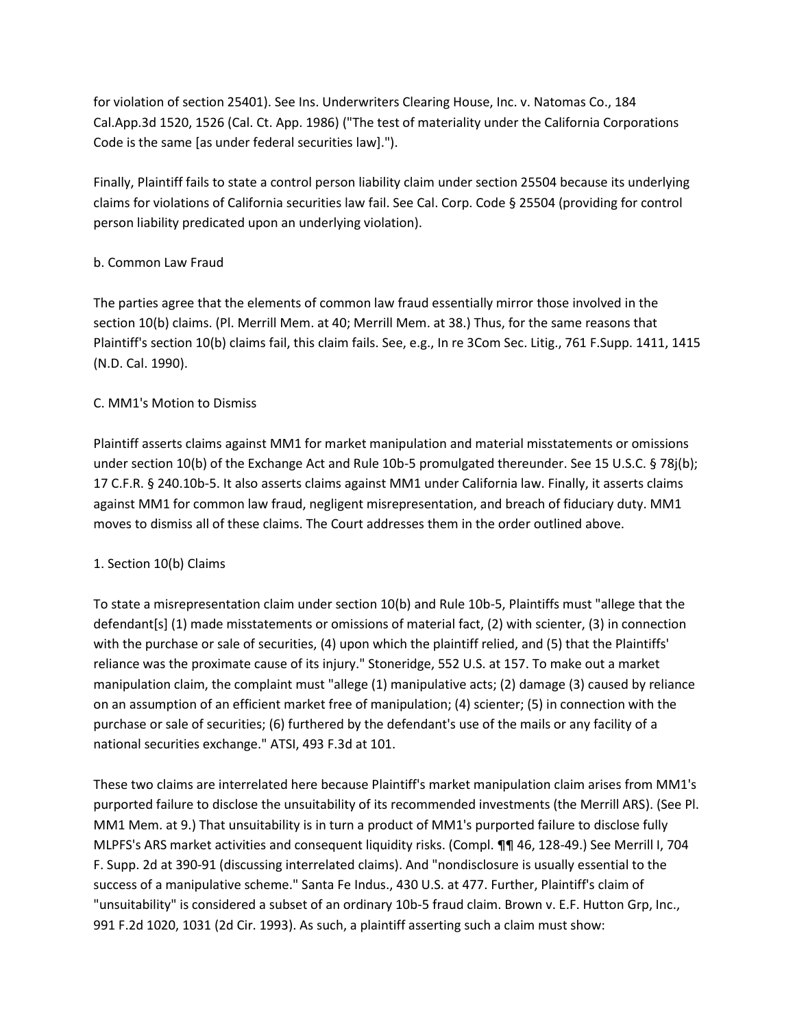for violation of section 25401). See Ins. Underwriters Clearing House, Inc. v. Natomas Co., 184 Cal.App.3d 1520, 1526 (Cal. Ct. App. 1986) ("The test of materiality under the California Corporations Code is the same [as under federal securities law].").

Finally, Plaintiff fails to state a control person liability claim under section 25504 because its underlying claims for violations of California securities law fail. See Cal. Corp. Code § 25504 (providing for control person liability predicated upon an underlying violation).

b. Common Law Fraud

The parties agree that the elements of common law fraud essentially mirror those involved in the section 10(b) claims. (Pl. Merrill Mem. at 40; Merrill Mem. at 38.) Thus, for the same reasons that Plaintiff's section 10(b) claims fail, this claim fails. See, e.g., In re 3Com Sec. Litig., 761 F.Supp. 1411, 1415 (N.D. Cal. 1990).

C. MM1's Motion to Dismiss

Plaintiff asserts claims against MM1 for market manipulation and material misstatements or omissions under section 10(b) of the Exchange Act and Rule 10b-5 promulgated thereunder. See 15 U.S.C. § 78j(b); 17 C.F.R. § 240.10b-5. It also asserts claims against MM1 under California law. Finally, it asserts claims against MM1 for common law fraud, negligent misrepresentation, and breach of fiduciary duty. MM1 moves to dismiss all of these claims. The Court addresses them in the order outlined above.

1. Section 10(b) Claims

To state a misrepresentation claim under section 10(b) and Rule 10b-5, Plaintiffs must "allege that the defendant[s] (1) made misstatements or omissions of material fact, (2) with scienter, (3) in connection with the purchase or sale of securities, (4) upon which the plaintiff relied, and (5) that the Plaintiffs' reliance was the proximate cause of its injury." Stoneridge, 552 U.S. at 157. To make out a market manipulation claim, the complaint must "allege (1) manipulative acts; (2) damage (3) caused by reliance on an assumption of an efficient market free of manipulation; (4) scienter; (5) in connection with the purchase or sale of securities; (6) furthered by the defendant's use of the mails or any facility of a national securities exchange." ATSI, 493 F.3d at 101.

These two claims are interrelated here because Plaintiff's market manipulation claim arises from MM1's purported failure to disclose the unsuitability of its recommended investments (the Merrill ARS). (See Pl. MM1 Mem. at 9.) That unsuitability is in turn a product of MM1's purported failure to disclose fully MLPFS's ARS market activities and consequent liquidity risks. (Compl. ¶¶ 46, 128-49.) See Merrill I, 704 F. Supp. 2d at 390-91 (discussing interrelated claims). And "nondisclosure is usually essential to the success of a manipulative scheme." Santa Fe Indus., 430 U.S. at 477. Further, Plaintiff's claim of "unsuitability" is considered a subset of an ordinary 10b-5 fraud claim. Brown v. E.F. Hutton Grp, Inc., 991 F.2d 1020, 1031 (2d Cir. 1993). As such, a plaintiff asserting such a claim must show: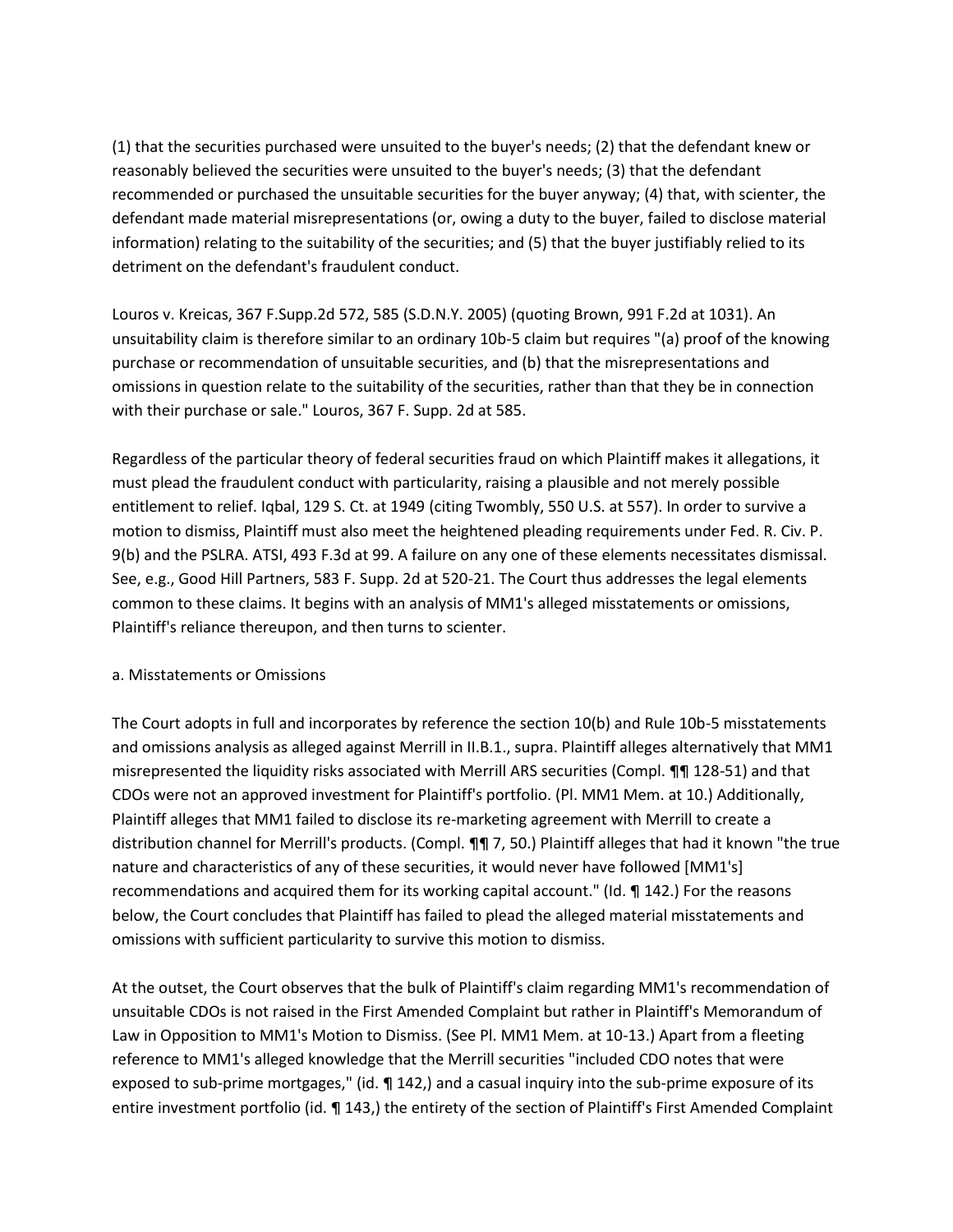(1) that the securities purchased were unsuited to the buyer's needs; (2) that the defendant knew or reasonably believed the securities were unsuited to the buyer's needs; (3) that the defendant recommended or purchased the unsuitable securities for the buyer anyway; (4) that, with scienter, the defendant made material misrepresentations (or, owing a duty to the buyer, failed to disclose material information) relating to the suitability of the securities; and (5) that the buyer justifiably relied to its detriment on the defendant's fraudulent conduct.

Louros v. Kreicas, 367 F.Supp.2d 572, 585 (S.D.N.Y. 2005) (quoting Brown, 991 F.2d at 1031). An unsuitability claim is therefore similar to an ordinary 10b-5 claim but requires "(a) proof of the knowing purchase or recommendation of unsuitable securities, and (b) that the misrepresentations and omissions in question relate to the suitability of the securities, rather than that they be in connection with their purchase or sale." Louros, 367 F. Supp. 2d at 585.

Regardless of the particular theory of federal securities fraud on which Plaintiff makes it allegations, it must plead the fraudulent conduct with particularity, raising a plausible and not merely possible entitlement to relief. Iqbal, 129 S. Ct. at 1949 (citing Twombly, 550 U.S. at 557). In order to survive a motion to dismiss, Plaintiff must also meet the heightened pleading requirements under Fed. R. Civ. P. 9(b) and the PSLRA. ATSI, 493 F.3d at 99. A failure on any one of these elements necessitates dismissal. See, e.g., Good Hill Partners, 583 F. Supp. 2d at 520-21. The Court thus addresses the legal elements common to these claims. It begins with an analysis of MM1's alleged misstatements or omissions, Plaintiff's reliance thereupon, and then turns to scienter.

a. Misstatements or Omissions

The Court adopts in full and incorporates by reference the section 10(b) and Rule 10b-5 misstatements and omissions analysis as alleged against Merrill in II.B.1., supra. Plaintiff alleges alternatively that MM1 misrepresented the liquidity risks associated with Merrill ARS securities (Compl. ¶¶ 128-51) and that CDOs were not an approved investment for Plaintiff's portfolio. (Pl. MM1 Mem. at 10.) Additionally, Plaintiff alleges that MM1 failed to disclose its re-marketing agreement with Merrill to create a distribution channel for Merrill's products. (Compl. ¶¶ 7, 50.) Plaintiff alleges that had it known "the true nature and characteristics of any of these securities, it would never have followed [MM1's] recommendations and acquired them for its working capital account." (Id. ¶ 142.) For the reasons below, the Court concludes that Plaintiff has failed to plead the alleged material misstatements and omissions with sufficient particularity to survive this motion to dismiss.

At the outset, the Court observes that the bulk of Plaintiff's claim regarding MM1's recommendation of unsuitable CDOs is not raised in the First Amended Complaint but rather in Plaintiff's Memorandum of Law in Opposition to MM1's Motion to Dismiss. (See Pl. MM1 Mem. at 10-13.) Apart from a fleeting reference to MM1's alleged knowledge that the Merrill securities "included CDO notes that were exposed to sub-prime mortgages," (id. ¶ 142,) and a casual inquiry into the sub-prime exposure of its entire investment portfolio (id. ¶ 143,) the entirety of the section of Plaintiff's First Amended Complaint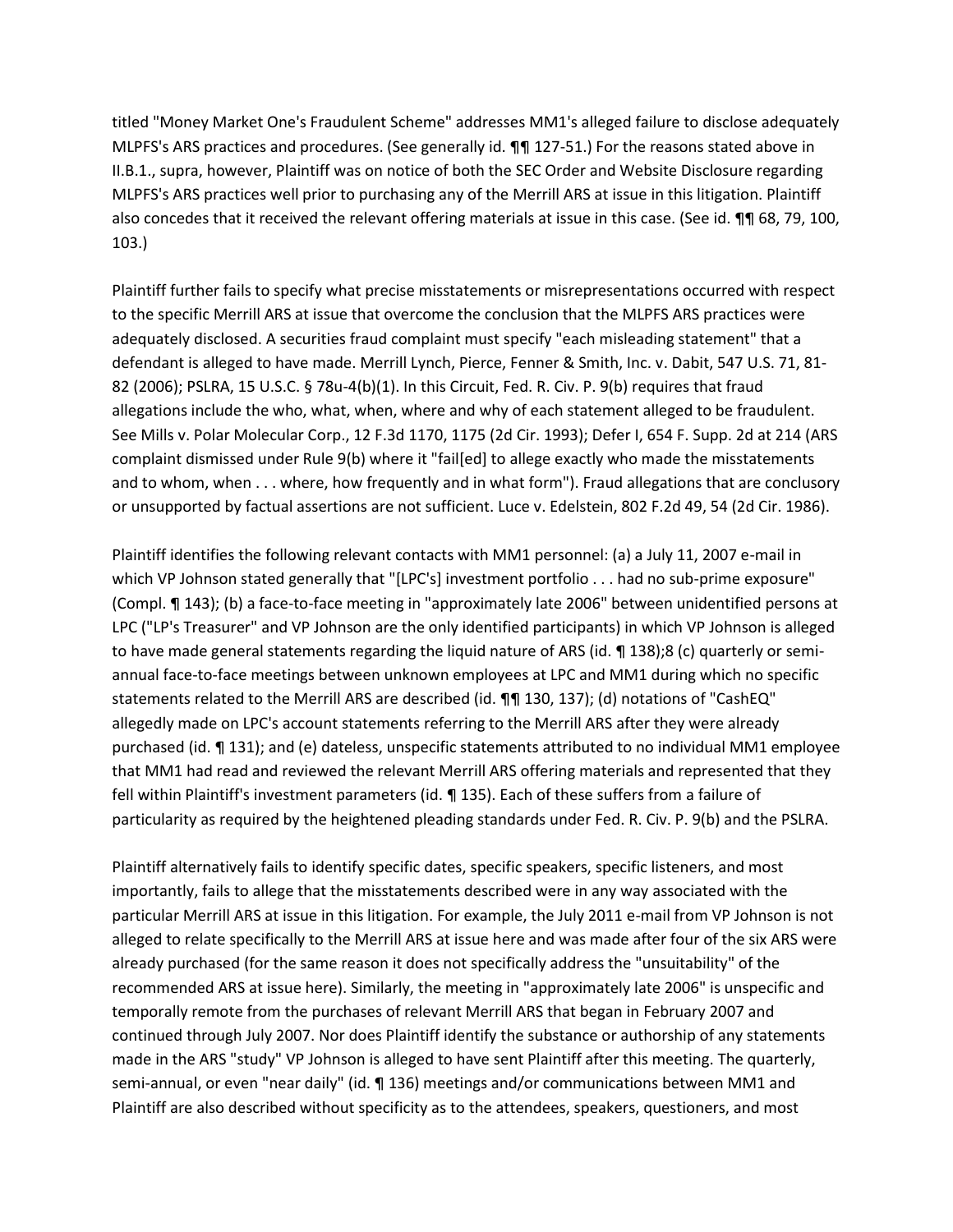titled "Money Market One's Fraudulent Scheme" addresses MM1's alleged failure to disclose adequately MLPFS's ARS practices and procedures. (See generally id. ¶¶ 127-51.) For the reasons stated above in II.B.1., supra, however, Plaintiff was on notice of both the SEC Order and Website Disclosure regarding MLPFS's ARS practices well prior to purchasing any of the Merrill ARS at issue in this litigation. Plaintiff also concedes that it received the relevant offering materials at issue in this case. (See id. ¶¶ 68, 79, 100, 103.)

Plaintiff further fails to specify what precise misstatements or misrepresentations occurred with respect to the specific Merrill ARS at issue that overcome the conclusion that the MLPFS ARS practices were adequately disclosed. A securities fraud complaint must specify "each misleading statement" that a defendant is alleged to have made. Merrill Lynch, Pierce, Fenner & Smith, Inc. v. Dabit, 547 U.S. 71, 81-82 (2006); PSLRA, 15 U.S.C. § 78u-4(b)(1). In this Circuit, Fed. R. Civ. P. 9(b) requires that fraud allegations include the who, what, when, where and why of each statement alleged to be fraudulent. See Mills v. Polar Molecular Corp., 12 F.3d 1170, 1175 (2d Cir. 1993); Defer I, 654 F. Supp. 2d at 214 (ARS complaint dismissed under Rule 9(b) where it "fail[ed] to allege exactly who made the misstatements and to whom, when . . . where, how frequently and in what form"). Fraud allegations that are conclusory or unsupported by factual assertions are not sufficient. Luce v. Edelstein, 802 F.2d 49, 54 (2d Cir. 1986).

Plaintiff identifies the following relevant contacts with MM1 personnel: (a) a July 11, 2007 e-mail in which VP Johnson stated generally that "[LPC's] investment portfolio . . . had no sub-prime exposure" (Compl. ¶ 143); (b) a face-to-face meeting in "approximately late 2006" between unidentified persons at LPC ("LP's Treasurer" and VP Johnson are the only identified participants) in which VP Johnson is alleged to have made general statements regarding the liquid nature of ARS (id. ¶ 138);8 (c) quarterly or semi-annual face-to-face meetings between unknown employees at LPC and MM1 during which no specific statements related to the Merrill ARS are described (id. ¶¶ 130, 137); (d) notations of "CashEQ" allegedly made on LPC's account statements referring to the Merrill ARS after they were already purchased (id. ¶ 131); and (e) dateless, unspecific statements attributed to no individual MM1 employee that MM1 had read and reviewed the relevant Merrill ARS offering materials and represented that they fell within Plaintiff's investment parameters (id. ¶ 135). Each of these suffers from a failure of particularity as required by the heightened pleading standards under Fed. R. Civ. P. 9(b) and the PSLRA.

Plaintiff alternatively fails to identify specific dates, specific speakers, specific listeners, and most importantly, fails to allege that the misstatements described were in any way associated with the particular Merrill ARS at issue in this litigation. For example, the July 2011 e-mail from VP Johnson is not alleged to relate specifically to the Merrill ARS at issue here and was made after four of the six ARS were already purchased (for the same reason it does not specifically address the "unsuitability" of the recommended ARS at issue here). Similarly, the meeting in "approximately late 2006" is unspecific and temporally remote from the purchases of relevant Merrill ARS that began in February 2007 and continued through July 2007. Nor does Plaintiff identify the substance or authorship of any statements made in the ARS "study" VP Johnson is alleged to have sent Plaintiff after this meeting. The quarterly, semi-annual, or even "near daily" (id. ¶ 136) meetings and/or communications between MM1 and Plaintiff are also described without specificity as to the attendees, speakers, questioners, and most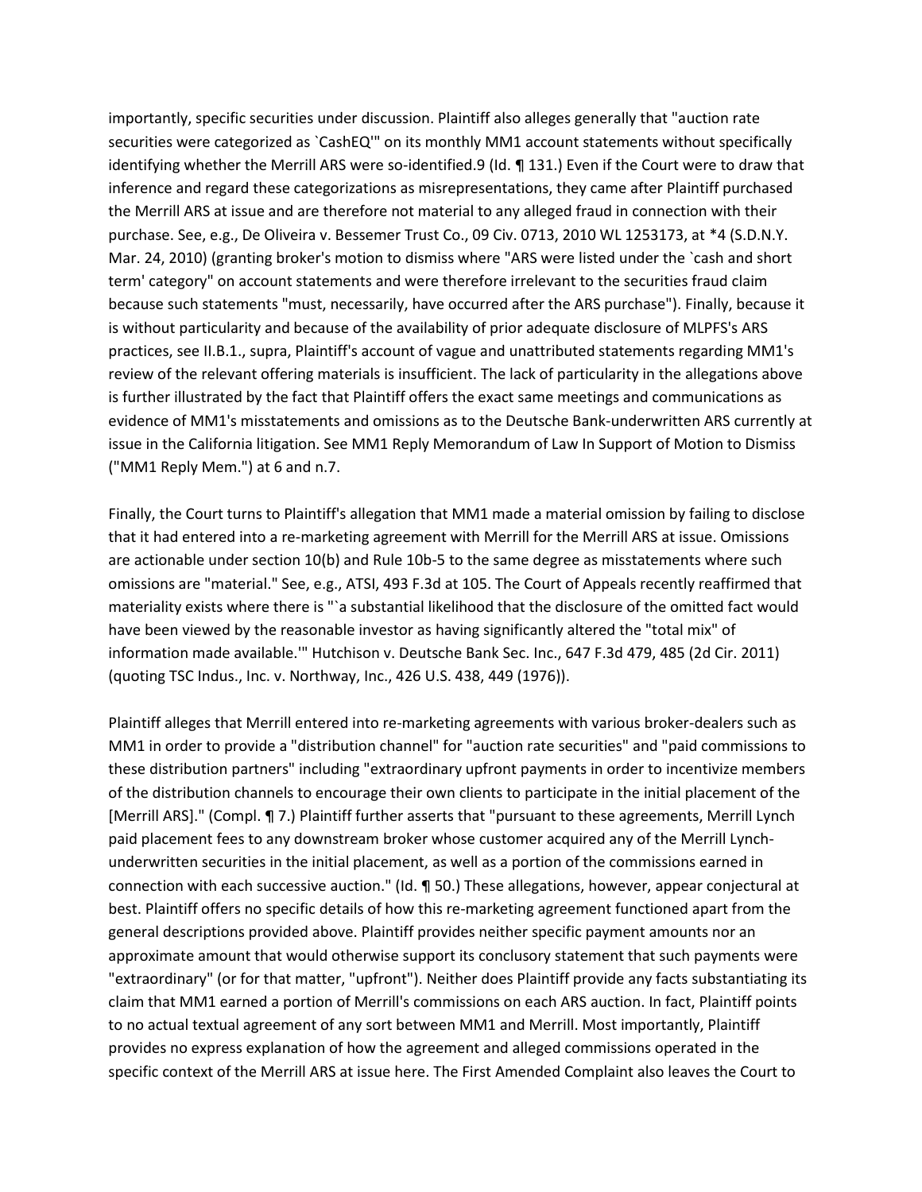importantly, specific securities under discussion. Plaintiff also alleges generally that "auction rate securities were categorized as `CashEQ'" on its monthly MM1 account statements without specifically identifying whether the Merrill ARS were so-identified.9 (Id. ¶ 131.) Even if the Court were to draw that inference and regard these categorizations as misrepresentations, they came after Plaintiff purchased the Merrill ARS at issue and are therefore not material to any alleged fraud in connection with their purchase. See, e.g., De Oliveira v. Bessemer Trust Co., 09 Civ. 0713, 2010 WL 1253173, at *4 (S.D.N.Y. Mar. 24, 2010) (granting broker's motion to dismiss where "ARS were listed under the `cash and short term' category" on account statements and were therefore irrelevant to the securities fraud claim because such statements "must, necessarily, have occurred after the ARS purchase"). Finally, because it is without particularity and because of the availability of prior adequate disclosure of MLPFS's ARS practices, see II.B.1., supra, Plaintiff's account of vague and unattributed statements regarding MM1's review of the relevant offering materials is insufficient. The lack of particularity in the allegations above is further illustrated by the fact that Plaintiff offers the exact same meetings and communications as evidence of MM1's misstatements and omissions as to the Deutsche Bank-underwritten ARS currently at issue in the California litigation. See MM1 Reply Memorandum of Law In Support of Motion to Dismiss ("MM1 Reply Mem.") at 6 and n.7.

Finally, the Court turns to Plaintiff's allegation that MM1 made a material omission by failing to disclose that it had entered into a re-marketing agreement with Merrill for the Merrill ARS at issue. Omissions are actionable under section 10(b) and Rule 10b-5 to the same degree as misstatements where such omissions are "material." See, e.g., ATSI, 493 F.3d at 105. The Court of Appeals recently reaffirmed that materiality exists where there is "`a substantial likelihood that the disclosure of the omitted fact would have been viewed by the reasonable investor as having significantly altered the "total mix" of information made available.'" Hutchison v. Deutsche Bank Sec. Inc., 647 F.3d 479, 485 (2d Cir. 2011) (quoting TSC Indus., Inc. v. Northway, Inc., 426 U.S. 438, 449 (1976)).

Plaintiff alleges that Merrill entered into re-marketing agreements with various broker-dealers such as MM1 in order to provide a "distribution channel" for "auction rate securities" and "paid commissions to these distribution partners" including "extraordinary upfront payments in order to incentivize members of the distribution channels to encourage their own clients to participate in the initial placement of the [Merrill ARS]." (Compl. ¶ 7.) Plaintiff further asserts that "pursuant to these agreements, Merrill Lynch paid placement fees to any downstream broker whose customer acquired any of the Merrill Lynch-underwritten securities in the initial placement, as well as a portion of the commissions earned in connection with each successive auction." (Id. ¶ 50.) These allegations, however, appear conjectural at best. Plaintiff offers no specific details of how this re-marketing agreement functioned apart from the general descriptions provided above. Plaintiff provides neither specific payment amounts nor an approximate amount that would otherwise support its conclusory statement that such payments were "extraordinary" (or for that matter, "upfront"). Neither does Plaintiff provide any facts substantiating its claim that MM1 earned a portion of Merrill's commissions on each ARS auction. In fact, Plaintiff points to no actual textual agreement of any sort between MM1 and Merrill. Most importantly, Plaintiff provides no express explanation of how the agreement and alleged commissions operated in the specific context of the Merrill ARS at issue here. The First Amended Complaint also leaves the Court to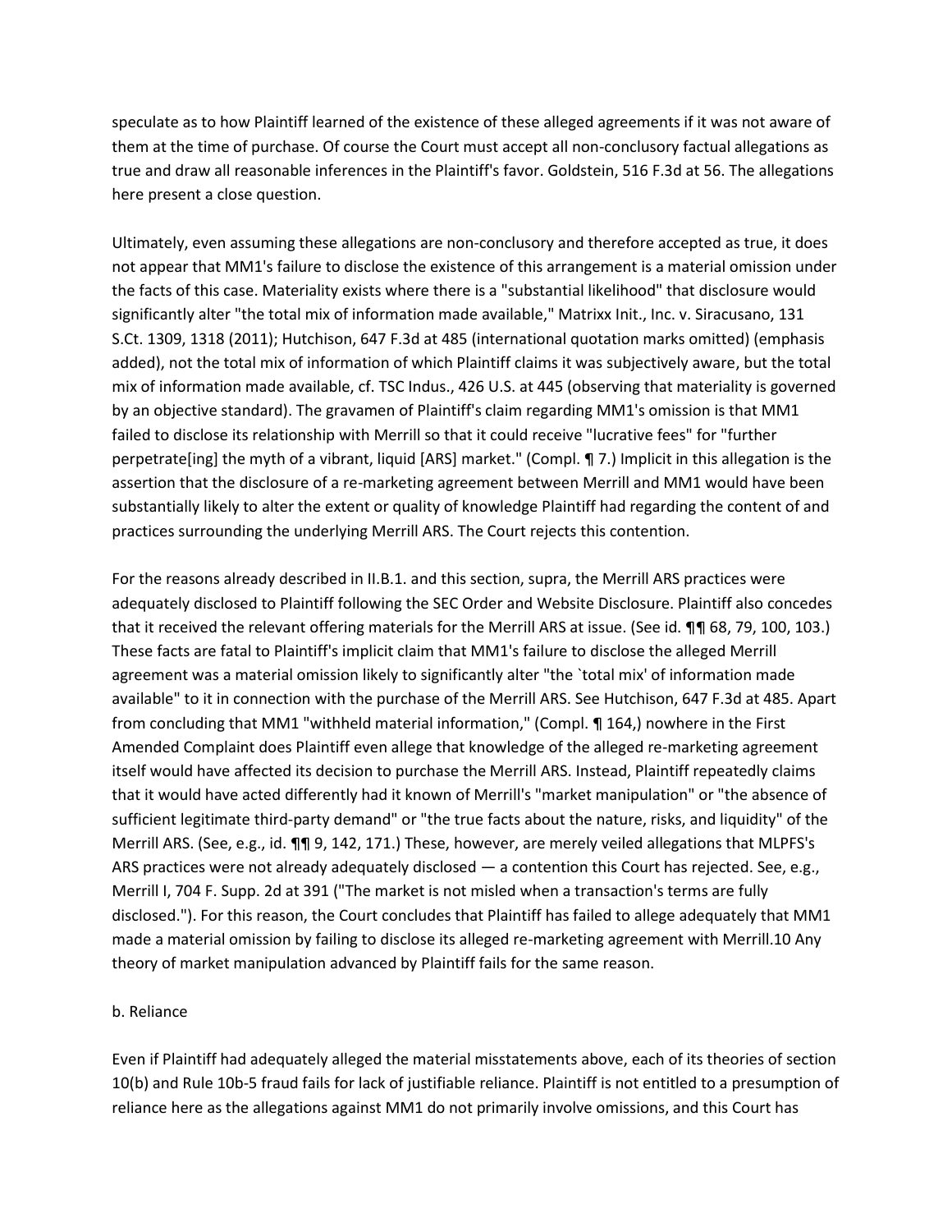speculate as to how Plaintiff learned of the existence of these alleged agreements if it was not aware of them at the time of purchase. Of course the Court must accept all non-conclusory factual allegations as true and draw all reasonable inferences in the Plaintiff's favor. Goldstein, 516 F.3d at 56. The allegations here present a close question.

Ultimately, even assuming these allegations are non-conclusory and therefore accepted as true, it does not appear that MM1's failure to disclose the existence of this arrangement is a material omission under the facts of this case. Materiality exists where there is a "substantial likelihood" that disclosure would significantly alter "the total mix of information made available," Matrixx Init., Inc. v. Siracusano, 131 S.Ct. 1309, 1318 (2011); Hutchison, 647 F.3d at 485 (international quotation marks omitted) (emphasis added), not the total mix of information of which Plaintiff claims it was subjectively aware, but the total mix of information made available, cf. TSC Indus., 426 U.S. at 445 (observing that materiality is governed by an objective standard). The gravamen of Plaintiff's claim regarding MM1's omission is that MM1 failed to disclose its relationship with Merrill so that it could receive "lucrative fees" for "further perpetrate[ing] the myth of a vibrant, liquid [ARS] market." (Compl. ¶ 7.) Implicit in this allegation is the assertion that the disclosure of a re-marketing agreement between Merrill and MM1 would have been substantially likely to alter the extent or quality of knowledge Plaintiff had regarding the content of and practices surrounding the underlying Merrill ARS. The Court rejects this contention.

For the reasons already described in II.B.1. and this section, supra, the Merrill ARS practices were adequately disclosed to Plaintiff following the SEC Order and Website Disclosure. Plaintiff also concedes that it received the relevant offering materials for the Merrill ARS at issue. (See id. ¶¶ 68, 79, 100, 103.) These facts are fatal to Plaintiff's implicit claim that MM1's failure to disclose the alleged Merrill agreement was a material omission likely to significantly alter "the `total mix' of information made available" to it in connection with the purchase of the Merrill ARS. See Hutchison, 647 F.3d at 485. Apart from concluding that MM1 "withheld material information," (Compl. ¶ 164,) nowhere in the First Amended Complaint does Plaintiff even allege that knowledge of the alleged re-marketing agreement itself would have affected its decision to purchase the Merrill ARS. Instead, Plaintiff repeatedly claims that it would have acted differently had it known of Merrill's "market manipulation" or "the absence of sufficient legitimate third-party demand" or "the true facts about the nature, risks, and liquidity" of the Merrill ARS. (See, e.g., id. ¶¶ 9, 142, 171.) These, however, are merely veiled allegations that MLPFS's ARS practices were not already adequately disclosed — a contention this Court has rejected. See, e.g., Merrill I, 704 F. Supp. 2d at 391 ("The market is not misled when a transaction's terms are fully disclosed."). For this reason, the Court concludes that Plaintiff has failed to allege adequately that MM1 made a material omission by failing to disclose its alleged re-marketing agreement with Merrill.10 Any theory of market manipulation advanced by Plaintiff fails for the same reason.

b. Reliance

Even if Plaintiff had adequately alleged the material misstatements above, each of its theories of section 10(b) and Rule 10b-5 fraud fails for lack of justifiable reliance. Plaintiff is not entitled to a presumption of reliance here as the allegations against MM1 do not primarily involve omissions, and this Court has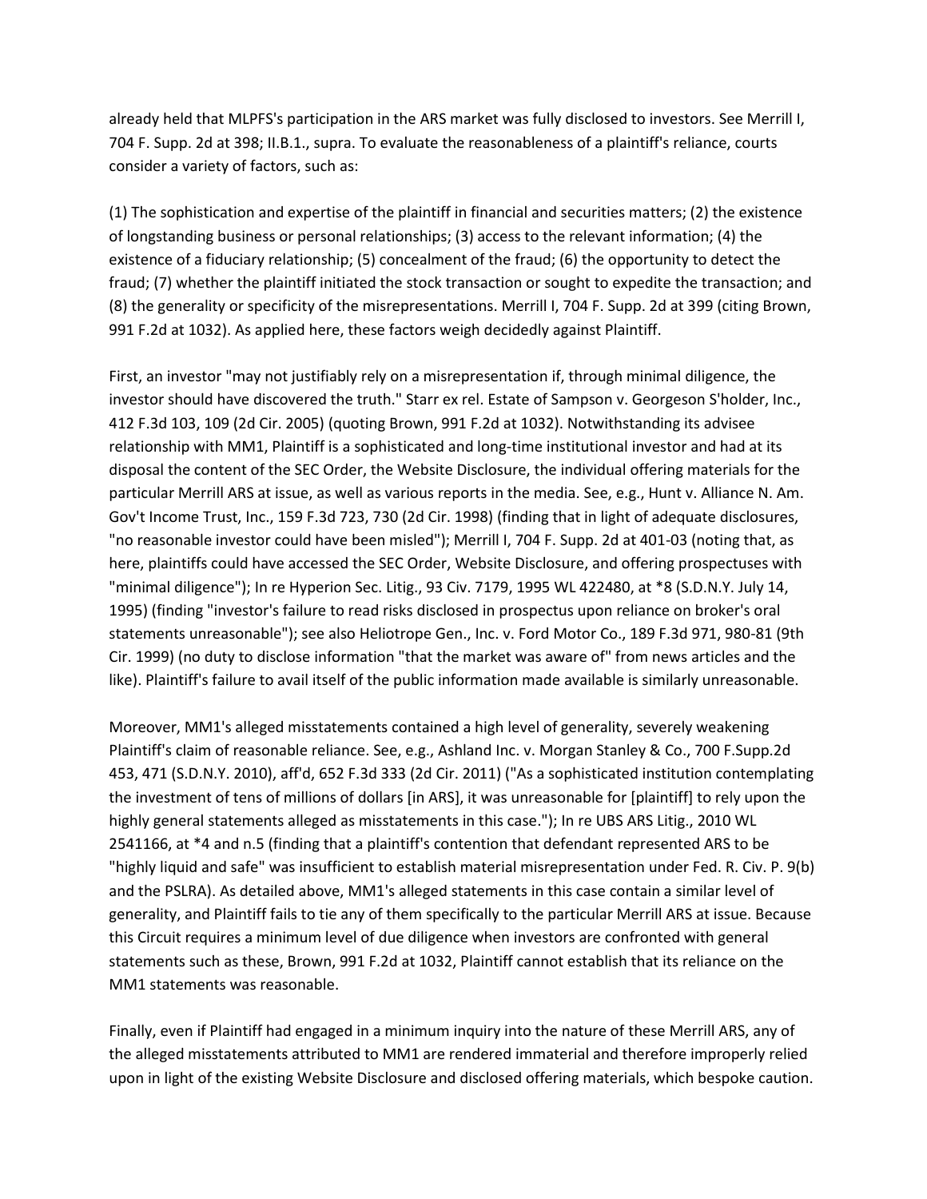already held that MLPFS's participation in the ARS market was fully disclosed to investors. See Merrill I, 704 F. Supp. 2d at 398; II.B.1., supra. To evaluate the reasonableness of a plaintiff's reliance, courts consider a variety of factors, such as:

(1) The sophistication and expertise of the plaintiff in financial and securities matters; (2) the existence of longstanding business or personal relationships; (3) access to the relevant information; (4) the existence of a fiduciary relationship; (5) concealment of the fraud; (6) the opportunity to detect the fraud; (7) whether the plaintiff initiated the stock transaction or sought to expedite the transaction; and (8) the generality or specificity of the misrepresentations. Merrill I, 704 F. Supp. 2d at 399 (citing Brown, 991 F.2d at 1032). As applied here, these factors weigh decidedly against Plaintiff.

First, an investor "may not justifiably rely on a misrepresentation if, through minimal diligence, the investor should have discovered the truth." Starr ex rel. Estate of Sampson v. Georgeson S'holder, Inc., 412 F.3d 103, 109 (2d Cir. 2005) (quoting Brown, 991 F.2d at 1032). Notwithstanding its advisee relationship with MM1, Plaintiff is a sophisticated and long-time institutional investor and had at its disposal the content of the SEC Order, the Website Disclosure, the individual offering materials for the particular Merrill ARS at issue, as well as various reports in the media. See, e.g., Hunt v. Alliance N. Am. Gov't Income Trust, Inc., 159 F.3d 723, 730 (2d Cir. 1998) (finding that in light of adequate disclosures, "no reasonable investor could have been misled"); Merrill I, 704 F. Supp. 2d at 401-03 (noting that, as here, plaintiffs could have accessed the SEC Order, Website Disclosure, and offering prospectuses with "minimal diligence"); In re Hyperion Sec. Litig., 93 Civ. 7179, 1995 WL 422480, at *8 (S.D.N.Y. July 14, 1995) (finding "investor's failure to read risks disclosed in prospectus upon reliance on broker's oral statements unreasonable"); see also Heliotrope Gen., Inc. v. Ford Motor Co., 189 F.3d 971, 980-81 (9th Cir. 1999) (no duty to disclose information "that the market was aware of" from news articles and the like). Plaintiff's failure to avail itself of the public information made available is similarly unreasonable.

Moreover, MM1's alleged misstatements contained a high level of generality, severely weakening Plaintiff's claim of reasonable reliance. See, e.g., Ashland Inc. v. Morgan Stanley & Co., 700 F.Supp.2d 453, 471 (S.D.N.Y. 2010), aff'd, 652 F.3d 333 (2d Cir. 2011) ("As a sophisticated institution contemplating the investment of tens of millions of dollars [in ARS], it was unreasonable for [plaintiff] to rely upon the highly general statements alleged as misstatements in this case."); In re UBS ARS Litig., 2010 WL 2541166, at *4 and n.5 (finding that a plaintiff's contention that defendant represented ARS to be "highly liquid and safe" was insufficient to establish material misrepresentation under Fed. R. Civ. P. 9(b) and the PSLRA). As detailed above, MM1's alleged statements in this case contain a similar level of generality, and Plaintiff fails to tie any of them specifically to the particular Merrill ARS at issue. Because this Circuit requires a minimum level of due diligence when investors are confronted with general statements such as these, Brown, 991 F.2d at 1032, Plaintiff cannot establish that its reliance on the MM1 statements was reasonable.

Finally, even if Plaintiff had engaged in a minimum inquiry into the nature of these Merrill ARS, any of the alleged misstatements attributed to MM1 are rendered immaterial and therefore improperly relied upon in light of the existing Website Disclosure and disclosed offering materials, which bespoke caution.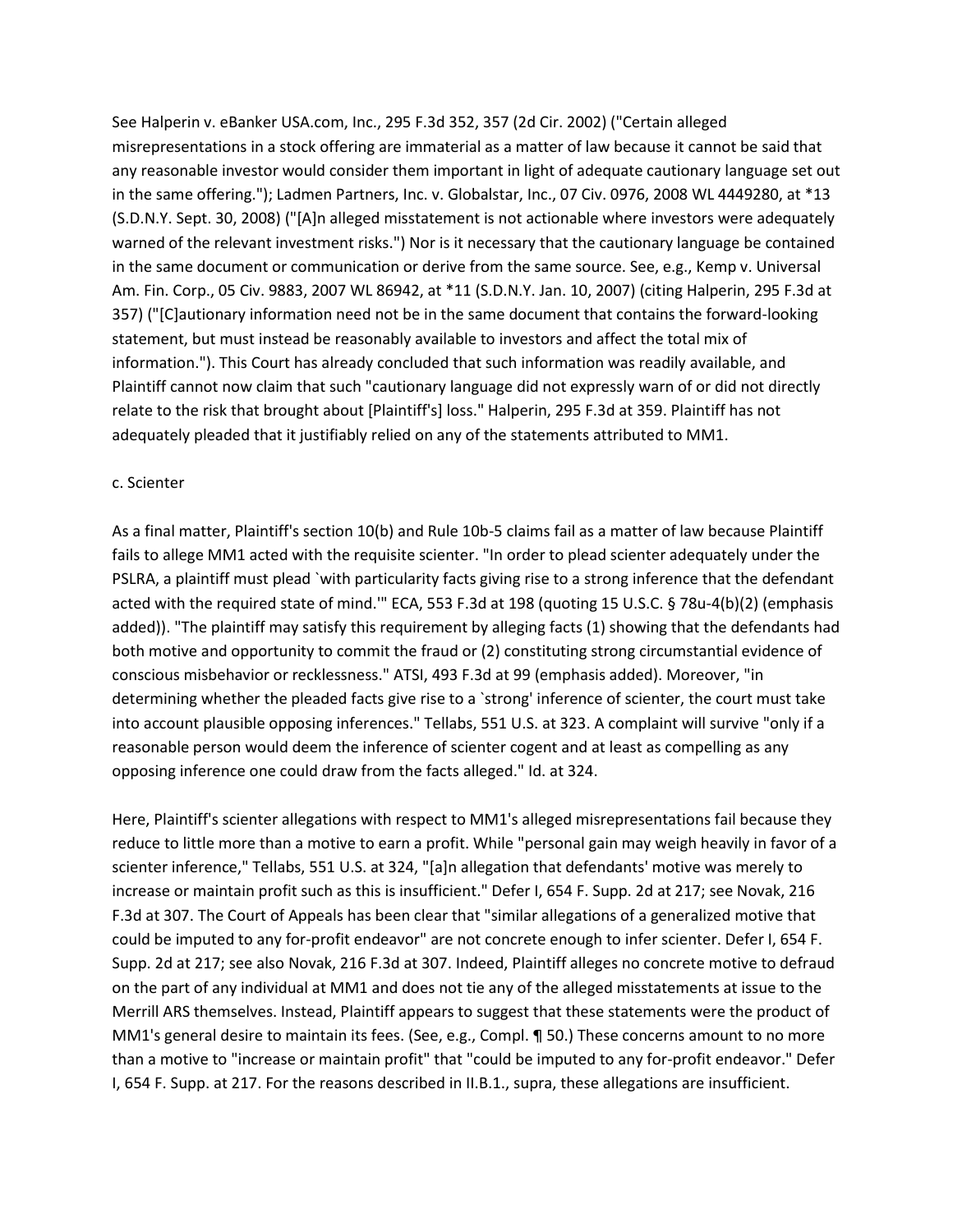See Halperin v. eBanker USA.com, Inc., 295 F.3d 352, 357 (2d Cir. 2002) ("Certain alleged misrepresentations in a stock offering are immaterial as a matter of law because it cannot be said that any reasonable investor would consider them important in light of adequate cautionary language set out in the same offering."); Ladmen Partners, Inc. v. Globalstar, Inc., 07 Civ. 0976, 2008 WL 4449280, at *13 (S.D.N.Y. Sept. 30, 2008) ("[A]n alleged misstatement is not actionable where investors were adequately warned of the relevant investment risks.") Nor is it necessary that the cautionary language be contained in the same document or communication or derive from the same source. See, e.g., Kemp v. Universal Am. Fin. Corp., 05 Civ. 9883, 2007 WL 86942, at *11 (S.D.N.Y. Jan. 10, 2007) (citing Halperin, 295 F.3d at 357) ("[C]autionary information need not be in the same document that contains the forward-looking statement, but must instead be reasonably available to investors and affect the total mix of information."). This Court has already concluded that such information was readily available, and Plaintiff cannot now claim that such "cautionary language did not expressly warn of or did not directly relate to the risk that brought about [Plaintiff's] loss." Halperin, 295 F.3d at 359. Plaintiff has not adequately pleaded that it justifiably relied on any of the statements attributed to MM1.

c. Scienter

As a final matter, Plaintiff's section 10(b) and Rule 10b-5 claims fail as a matter of law because Plaintiff fails to allege MM1 acted with the requisite scienter. "In order to plead scienter adequately under the PSLRA, a plaintiff must plead `with particularity facts giving rise to a strong inference that the defendant acted with the required state of mind.'" ECA, 553 F.3d at 198 (quoting 15 U.S.C. § 78u-4(b)(2) (emphasis added)). "The plaintiff may satisfy this requirement by alleging facts (1) showing that the defendants had both motive and opportunity to commit the fraud or (2) constituting strong circumstantial evidence of conscious misbehavior or recklessness." ATSI, 493 F.3d at 99 (emphasis added). Moreover, "in determining whether the pleaded facts give rise to a `strong' inference of scienter, the court must take into account plausible opposing inferences." Tellabs, 551 U.S. at 323. A complaint will survive "only if a reasonable person would deem the inference of scienter cogent and at least as compelling as any opposing inference one could draw from the facts alleged." Id. at 324.

Here, Plaintiff's scienter allegations with respect to MM1's alleged misrepresentations fail because they reduce to little more than a motive to earn a profit. While "personal gain may weigh heavily in favor of a scienter inference," Tellabs, 551 U.S. at 324, "[a]n allegation that defendants' motive was merely to increase or maintain profit such as this is insufficient." Defer I, 654 F. Supp. 2d at 217; see Novak, 216 F.3d at 307. The Court of Appeals has been clear that "similar allegations of a generalized motive that could be imputed to any for-profit endeavor" are not concrete enough to infer scienter. Defer I, 654 F. Supp. 2d at 217; see also Novak, 216 F.3d at 307. Indeed, Plaintiff alleges no concrete motive to defraud on the part of any individual at MM1 and does not tie any of the alleged misstatements at issue to the Merrill ARS themselves. Instead, Plaintiff appears to suggest that these statements were the product of MM1's general desire to maintain its fees. (See, e.g., Compl. ¶ 50.) These concerns amount to no more than a motive to "increase or maintain profit" that "could be imputed to any for-profit endeavor." Defer I, 654 F. Supp. at 217. For the reasons described in II.B.1., supra, these allegations are insufficient.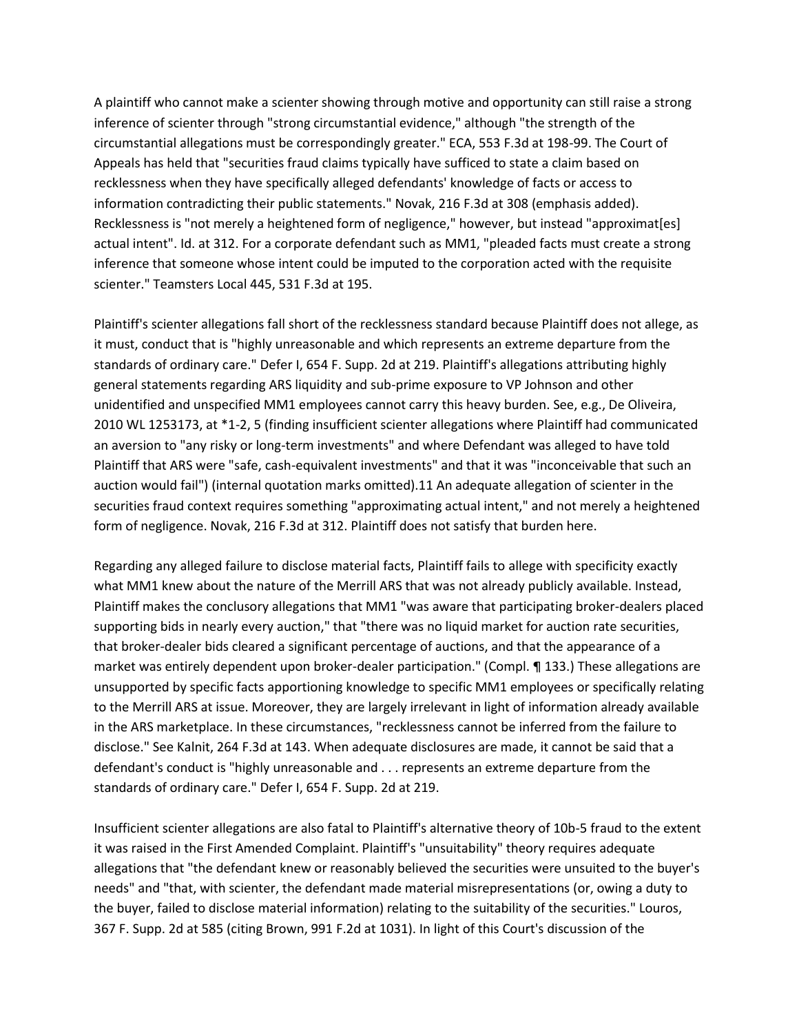A plaintiff who cannot make a scienter showing through motive and opportunity can still raise a strong inference of scienter through "strong circumstantial evidence," although "the strength of the circumstantial allegations must be correspondingly greater." ECA, 553 F.3d at 198-99. The Court of Appeals has held that "securities fraud claims typically have sufficed to state a claim based on recklessness when they have specifically alleged defendants' knowledge of facts or access to information contradicting their public statements." Novak, 216 F.3d at 308 (emphasis added). Recklessness is "not merely a heightened form of negligence," however, but instead "approximat[es] actual intent". Id. at 312. For a corporate defendant such as MM1, "pleaded facts must create a strong inference that someone whose intent could be imputed to the corporation acted with the requisite scienter." Teamsters Local 445, 531 F.3d at 195.

Plaintiff's scienter allegations fall short of the recklessness standard because Plaintiff does not allege, as it must, conduct that is "highly unreasonable and which represents an extreme departure from the standards of ordinary care." Defer I, 654 F. Supp. 2d at 219. Plaintiff's allegations attributing highly general statements regarding ARS liquidity and sub-prime exposure to VP Johnson and other unidentified and unspecified MM1 employees cannot carry this heavy burden. See, e.g., De Oliveira, 2010 WL 1253173, at *1-2, 5 (finding insufficient scienter allegations where Plaintiff had communicated an aversion to "any risky or long-term investments" and where Defendant was alleged to have told Plaintiff that ARS were "safe, cash-equivalent investments" and that it was "inconceivable that such an auction would fail") (internal quotation marks omitted).11 An adequate allegation of scienter in the securities fraud context requires something "approximating actual intent," and not merely a heightened form of negligence. Novak, 216 F.3d at 312. Plaintiff does not satisfy that burden here.

Regarding any alleged failure to disclose material facts, Plaintiff fails to allege with specificity exactly what MM1 knew about the nature of the Merrill ARS that was not already publicly available. Instead, Plaintiff makes the conclusory allegations that MM1 "was aware that participating broker-dealers placed supporting bids in nearly every auction," that "there was no liquid market for auction rate securities, that broker-dealer bids cleared a significant percentage of auctions, and that the appearance of a market was entirely dependent upon broker-dealer participation." (Compl. ¶ 133.) These allegations are unsupported by specific facts apportioning knowledge to specific MM1 employees or specifically relating to the Merrill ARS at issue. Moreover, they are largely irrelevant in light of information already available in the ARS marketplace. In these circumstances, "recklessness cannot be inferred from the failure to disclose." See Kalnit, 264 F.3d at 143. When adequate disclosures are made, it cannot be said that a defendant's conduct is "highly unreasonable and . . . represents an extreme departure from the standards of ordinary care." Defer I, 654 F. Supp. 2d at 219.

Insufficient scienter allegations are also fatal to Plaintiff's alternative theory of 10b-5 fraud to the extent it was raised in the First Amended Complaint. Plaintiff's "unsuitability" theory requires adequate allegations that "the defendant knew or reasonably believed the securities were unsuited to the buyer's needs" and "that, with scienter, the defendant made material misrepresentations (or, owing a duty to the buyer, failed to disclose material information) relating to the suitability of the securities." Louros, 367 F. Supp. 2d at 585 (citing Brown, 991 F.2d at 1031). In light of this Court's discussion of the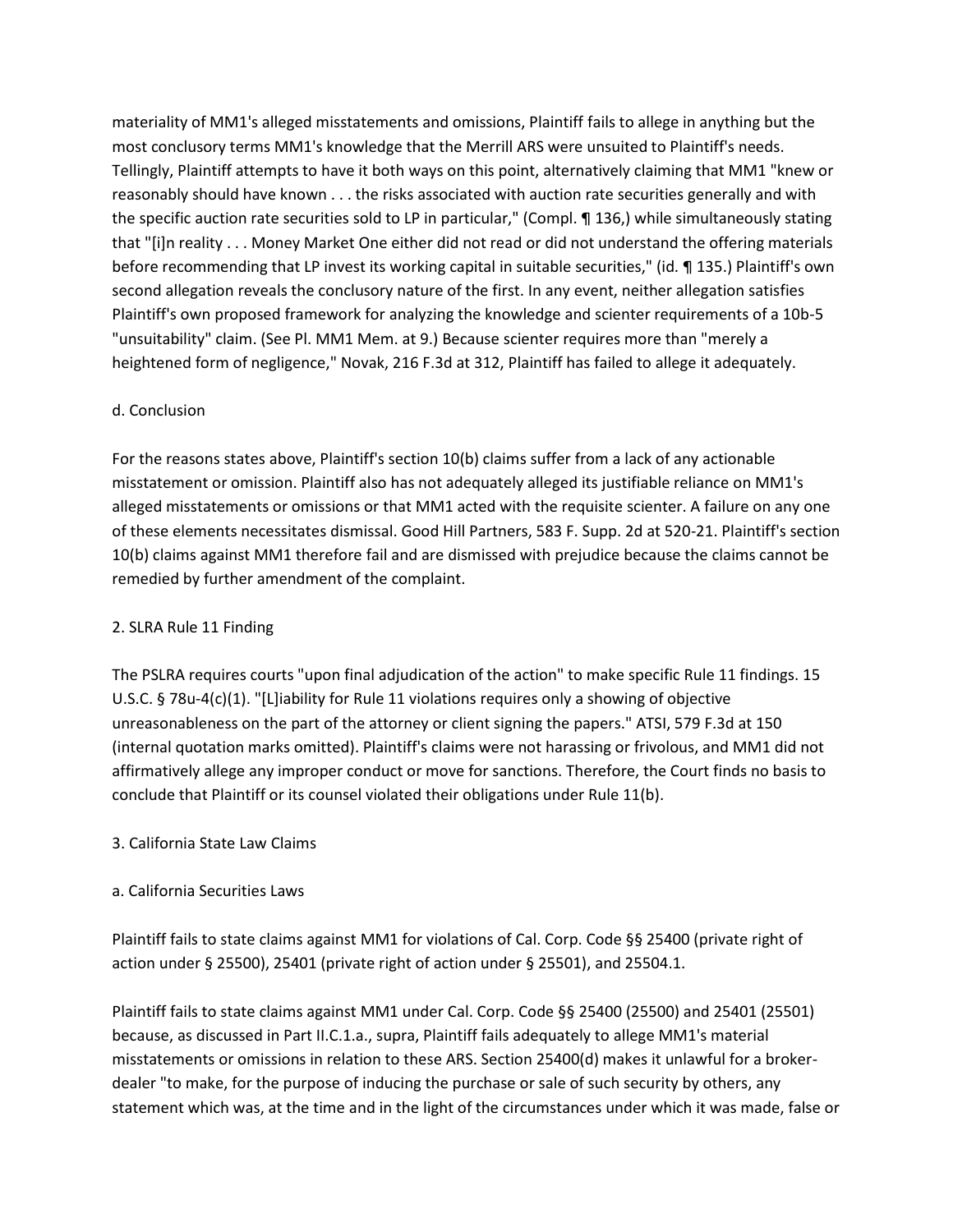materiality of MM1's alleged misstatements and omissions, Plaintiff fails to allege in anything but the most conclusory terms MM1's knowledge that the Merrill ARS were unsuited to Plaintiff's needs. Tellingly, Plaintiff attempts to have it both ways on this point, alternatively claiming that MM1 "knew or reasonably should have known . . . the risks associated with auction rate securities generally and with the specific auction rate securities sold to LP in particular," (Compl. ¶ 136,) while simultaneously stating that "[i]n reality . . . Money Market One either did not read or did not understand the offering materials before recommending that LP invest its working capital in suitable securities," (id. ¶ 135.) Plaintiff's own second allegation reveals the conclusory nature of the first. In any event, neither allegation satisfies Plaintiff's own proposed framework for analyzing the knowledge and scienter requirements of a 10b-5 "unsuitability" claim. (See Pl. MM1 Mem. at 9.) Because scienter requires more than "merely a heightened form of negligence," Novak, 216 F.3d at 312, Plaintiff has failed to allege it adequately.

d. Conclusion

For the reasons states above, Plaintiff's section 10(b) claims suffer from a lack of any actionable misstatement or omission. Plaintiff also has not adequately alleged its justifiable reliance on MM1's alleged misstatements or omissions or that MM1 acted with the requisite scienter. A failure on any one of these elements necessitates dismissal. Good Hill Partners, 583 F. Supp. 2d at 520-21. Plaintiff's section 10(b) claims against MM1 therefore fail and are dismissed with prejudice because the claims cannot be remedied by further amendment of the complaint.

2. SLRA Rule 11 Finding

The PSLRA requires courts "upon final adjudication of the action" to make specific Rule 11 findings. 15 U.S.C. § 78u-4(c)(1). "[L]iability for Rule 11 violations requires only a showing of objective unreasonableness on the part of the attorney or client signing the papers." ATSI, 579 F.3d at 150 (internal quotation marks omitted). Plaintiff's claims were not harassing or frivolous, and MM1 did not affirmatively allege any improper conduct or move for sanctions. Therefore, the Court finds no basis to conclude that Plaintiff or its counsel violated their obligations under Rule 11(b).

3. California State Law Claims

a. California Securities Laws

Plaintiff fails to state claims against MM1 for violations of Cal. Corp. Code §§ 25400 (private right of action under § 25500), 25401 (private right of action under § 25501), and 25504.1.

Plaintiff fails to state claims against MM1 under Cal. Corp. Code §§ 25400 (25500) and 25401 (25501) because, as discussed in Part II.C.1.a., supra, Plaintiff fails adequately to allege MM1's material misstatements or omissions in relation to these ARS. Section 25400(d) makes it unlawful for a broker-dealer "to make, for the purpose of inducing the purchase or sale of such security by others, any statement which was, at the time and in the light of the circumstances under which it was made, false or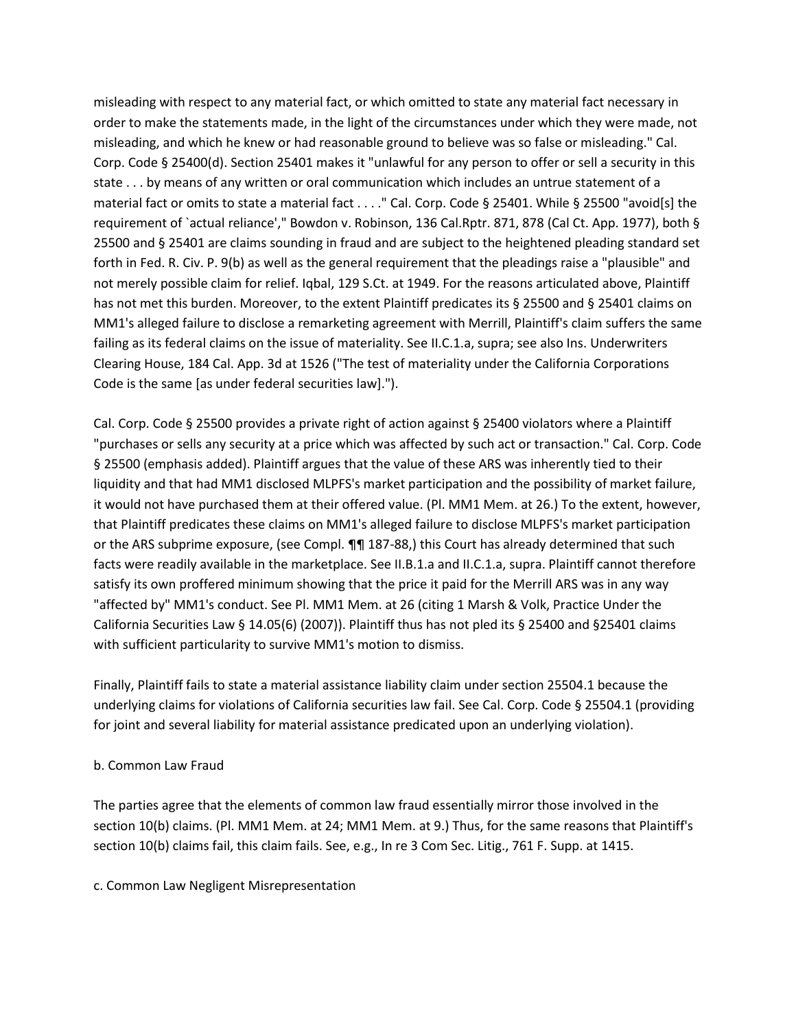misleading with respect to any material fact, or which omitted to state any material fact necessary in order to make the statements made, in the light of the circumstances under which they were made, not misleading, and which he knew or had reasonable ground to believe was so false or misleading." Cal. Corp. Code § 25400(d). Section 25401 makes it "unlawful for any person to offer or sell a security in this state . . . by means of any written or oral communication which includes an untrue statement of a material fact or omits to state a material fact . . . ." Cal. Corp. Code § 25401. While § 25500 "avoid[s] the requirement of `actual reliance'," Bowdon v. Robinson, 136 Cal.Rptr. 871, 878 (Cal Ct. App. 1977), both § 25500 and § 25401 are claims sounding in fraud and are subject to the heightened pleading standard set forth in Fed. R. Civ. P. 9(b) as well as the general requirement that the pleadings raise a "plausible" and not merely possible claim for relief. Iqbal, 129 S.Ct. at 1949. For the reasons articulated above, Plaintiff has not met this burden. Moreover, to the extent Plaintiff predicates its § 25500 and § 25401 claims on MM1's alleged failure to disclose a remarketing agreement with Merrill, Plaintiff's claim suffers the same failing as its federal claims on the issue of materiality. See II.C.1.a, supra; see also Ins. Underwriters Clearing House, 184 Cal. App. 3d at 1526 ("The test of materiality under the California Corporations Code is the same [as under federal securities law].").

Cal. Corp. Code § 25500 provides a private right of action against § 25400 violators where a Plaintiff "purchases or sells any security at a price which was affected by such act or transaction." Cal. Corp. Code § 25500 (emphasis added). Plaintiff argues that the value of these ARS was inherently tied to their liquidity and that had MM1 disclosed MLPFS's market participation and the possibility of market failure, it would not have purchased them at their offered value. (Pl. MM1 Mem. at 26.) To the extent, however, that Plaintiff predicates these claims on MM1's alleged failure to disclose MLPFS's market participation or the ARS subprime exposure, (see Compl. ¶¶ 187-88,) this Court has already determined that such facts were readily available in the marketplace. See II.B.1.a and II.C.1.a, supra. Plaintiff cannot therefore satisfy its own proffered minimum showing that the price it paid for the Merrill ARS was in any way "affected by" MM1's conduct. See Pl. MM1 Mem. at 26 (citing 1 Marsh & Volk, Practice Under the California Securities Law § 14.05(6) (2007)). Plaintiff thus has not pled its § 25400 and §25401 claims with sufficient particularity to survive MM1's motion to dismiss.

Finally, Plaintiff fails to state a material assistance liability claim under section 25504.1 because the underlying claims for violations of California securities law fail. See Cal. Corp. Code § 25504.1 (providing for joint and several liability for material assistance predicated upon an underlying violation).

b. Common Law Fraud

The parties agree that the elements of common law fraud essentially mirror those involved in the section 10(b) claims. (Pl. MM1 Mem. at 24; MM1 Mem. at 9.) Thus, for the same reasons that Plaintiff's section 10(b) claims fail, this claim fails. See, e.g., In re 3 Com Sec. Litig., 761 F. Supp. at 1415.

c. Common Law Negligent Misrepresentation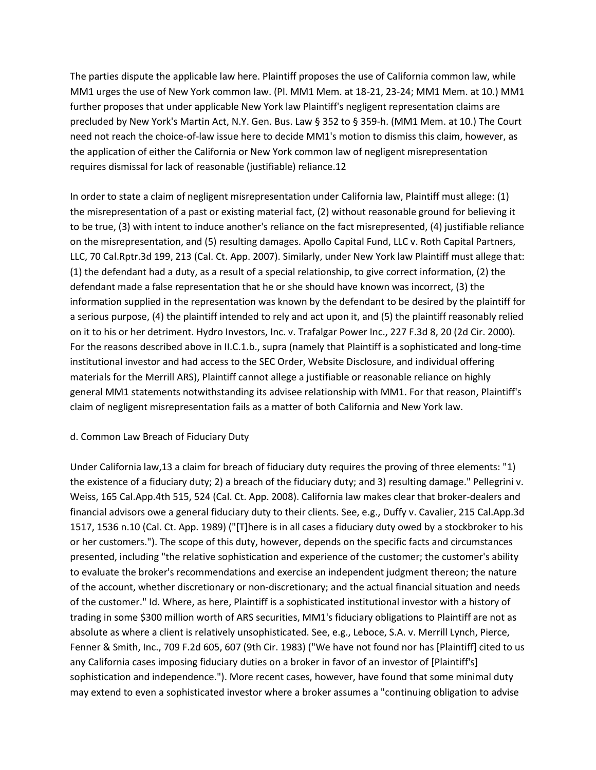The parties dispute the applicable law here. Plaintiff proposes the use of California common law, while MM1 urges the use of New York common law. (Pl. MM1 Mem. at 18-21, 23-24; MM1 Mem. at 10.) MM1 further proposes that under applicable New York law Plaintiff's negligent representation claims are precluded by New York's Martin Act, N.Y. Gen. Bus. Law § 352 to § 359-h. (MM1 Mem. at 10.) The Court need not reach the choice-of-law issue here to decide MM1's motion to dismiss this claim, however, as the application of either the California or New York common law of negligent misrepresentation requires dismissal for lack of reasonable (justifiable) reliance.12

In order to state a claim of negligent misrepresentation under California law, Plaintiff must allege: (1) the misrepresentation of a past or existing material fact, (2) without reasonable ground for believing it to be true, (3) with intent to induce another's reliance on the fact misrepresented, (4) justifiable reliance on the misrepresentation, and (5) resulting damages. Apollo Capital Fund, LLC v. Roth Capital Partners, LLC, 70 Cal.Rptr.3d 199, 213 (Cal. Ct. App. 2007). Similarly, under New York law Plaintiff must allege that: (1) the defendant had a duty, as a result of a special relationship, to give correct information, (2) the defendant made a false representation that he or she should have known was incorrect, (3) the information supplied in the representation was known by the defendant to be desired by the plaintiff for a serious purpose, (4) the plaintiff intended to rely and act upon it, and (5) the plaintiff reasonably relied on it to his or her detriment. Hydro Investors, Inc. v. Trafalgar Power Inc., 227 F.3d 8, 20 (2d Cir. 2000). For the reasons described above in II.C.1.b., supra (namely that Plaintiff is a sophisticated and long-time institutional investor and had access to the SEC Order, Website Disclosure, and individual offering materials for the Merrill ARS), Plaintiff cannot allege a justifiable or reasonable reliance on highly general MM1 statements notwithstanding its advisee relationship with MM1. For that reason, Plaintiff's claim of negligent misrepresentation fails as a matter of both California and New York law.

d. Common Law Breach of Fiduciary Duty

Under California law,13 a claim for breach of fiduciary duty requires the proving of three elements: "1) the existence of a fiduciary duty; 2) a breach of the fiduciary duty; and 3) resulting damage." Pellegrini v. Weiss, 165 Cal.App.4th 515, 524 (Cal. Ct. App. 2008). California law makes clear that broker-dealers and financial advisors owe a general fiduciary duty to their clients. See, e.g., Duffy v. Cavalier, 215 Cal.App.3d 1517, 1536 n.10 (Cal. Ct. App. 1989) ("[T]here is in all cases a fiduciary duty owed by a stockbroker to his or her customers."). The scope of this duty, however, depends on the specific facts and circumstances presented, including "the relative sophistication and experience of the customer; the customer's ability to evaluate the broker's recommendations and exercise an independent judgment thereon; the nature of the account, whether discretionary or non-discretionary; and the actual financial situation and needs of the customer." Id. Where, as here, Plaintiff is a sophisticated institutional investor with a history of trading in some $300 million worth of ARS securities, MM1's fiduciary obligations to Plaintiff are not as absolute as where a client is relatively unsophisticated. See, e.g., Leboce, S.A. v. Merrill Lynch, Pierce, Fenner & Smith, Inc., 709 F.2d 605, 607 (9th Cir. 1983) ("We have not found nor has [Plaintiff] cited to us any California cases imposing fiduciary duties on a broker in favor of an investor of [Plaintiff's] sophistication and independence."). More recent cases, however, have found that some minimal duty may extend to even a sophisticated investor where a broker assumes a "continuing obligation to advise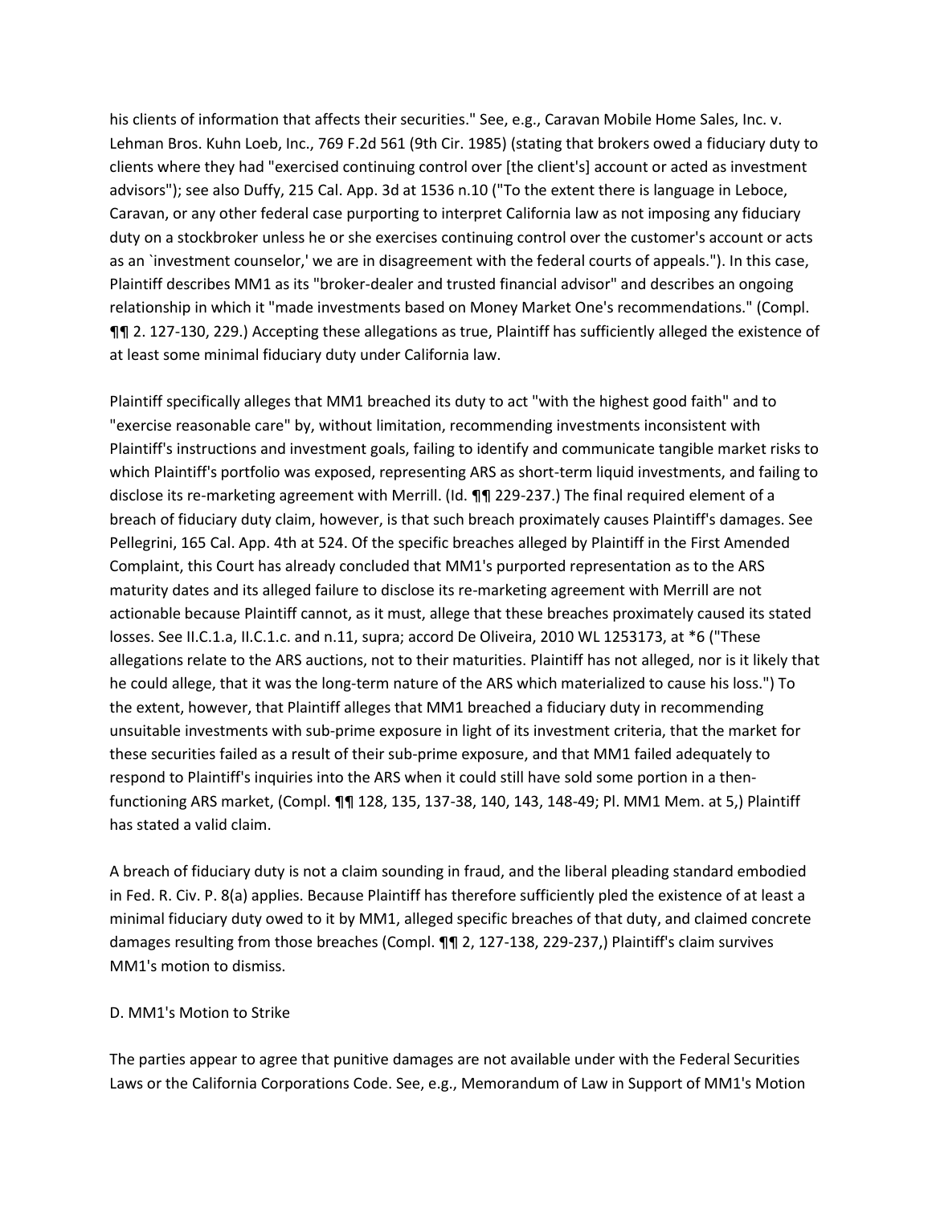his clients of information that affects their securities." See, e.g., Caravan Mobile Home Sales, Inc. v. Lehman Bros. Kuhn Loeb, Inc., 769 F.2d 561 (9th Cir. 1985) (stating that brokers owed a fiduciary duty to clients where they had "exercised continuing control over [the client's] account or acted as investment advisors"); see also Duffy, 215 Cal. App. 3d at 1536 n.10 ("To the extent there is language in Leboce, Caravan, or any other federal case purporting to interpret California law as not imposing any fiduciary duty on a stockbroker unless he or she exercises continuing control over the customer's account or acts as an `investment counselor,' we are in disagreement with the federal courts of appeals."). In this case, Plaintiff describes MM1 as its "broker-dealer and trusted financial advisor" and describes an ongoing relationship in which it "made investments based on Money Market One's recommendations." (Compl. ¶¶ 2. 127-130, 229.) Accepting these allegations as true, Plaintiff has sufficiently alleged the existence of at least some minimal fiduciary duty under California law.

Plaintiff specifically alleges that MM1 breached its duty to act "with the highest good faith" and to "exercise reasonable care" by, without limitation, recommending investments inconsistent with Plaintiff's instructions and investment goals, failing to identify and communicate tangible market risks to which Plaintiff's portfolio was exposed, representing ARS as short-term liquid investments, and failing to disclose its re-marketing agreement with Merrill. (Id. ¶¶ 229-237.) The final required element of a breach of fiduciary duty claim, however, is that such breach proximately causes Plaintiff's damages. See Pellegrini, 165 Cal. App. 4th at 524. Of the specific breaches alleged by Plaintiff in the First Amended Complaint, this Court has already concluded that MM1's purported representation as to the ARS maturity dates and its alleged failure to disclose its re-marketing agreement with Merrill are not actionable because Plaintiff cannot, as it must, allege that these breaches proximately caused its stated losses. See II.C.1.a, II.C.1.c. and n.11, supra; accord De Oliveira, 2010 WL 1253173, at *6 ("These allegations relate to the ARS auctions, not to their maturities. Plaintiff has not alleged, nor is it likely that he could allege, that it was the long-term nature of the ARS which materialized to cause his loss.") To the extent, however, that Plaintiff alleges that MM1 breached a fiduciary duty in recommending unsuitable investments with sub-prime exposure in light of its investment criteria, that the market for these securities failed as a result of their sub-prime exposure, and that MM1 failed adequately to respond to Plaintiff's inquiries into the ARS when it could still have sold some portion in a then-functioning ARS market, (Compl. ¶¶ 128, 135, 137-38, 140, 143, 148-49; Pl. MM1 Mem. at 5,) Plaintiff has stated a valid claim.

A breach of fiduciary duty is not a claim sounding in fraud, and the liberal pleading standard embodied in Fed. R. Civ. P. 8(a) applies. Because Plaintiff has therefore sufficiently pled the existence of at least a minimal fiduciary duty owed to it by MM1, alleged specific breaches of that duty, and claimed concrete damages resulting from those breaches (Compl. ¶¶ 2, 127-138, 229-237,) Plaintiff's claim survives MM1's motion to dismiss.

D. MM1's Motion to Strike

The parties appear to agree that punitive damages are not available under with the Federal Securities Laws or the California Corporations Code. See, e.g., Memorandum of Law in Support of MM1's Motion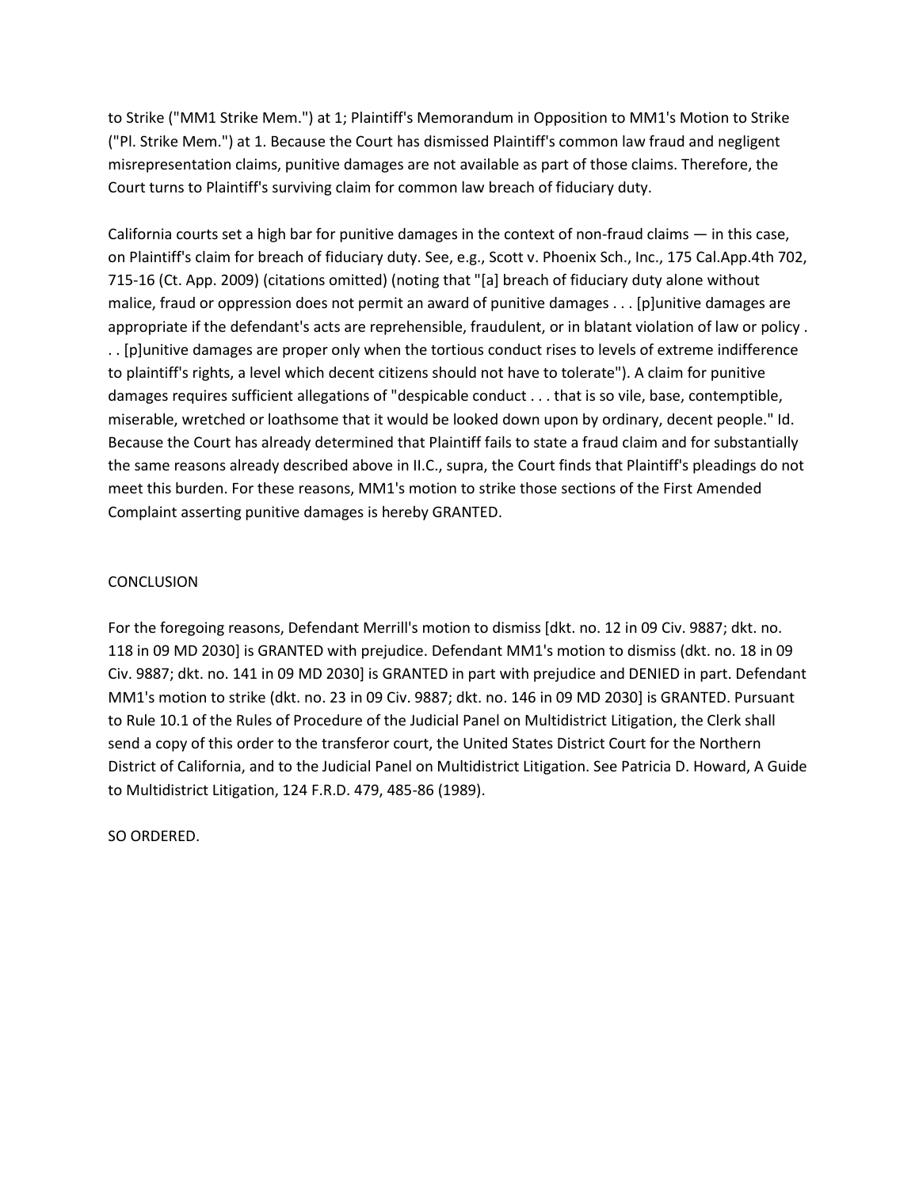to Strike ("MM1 Strike Mem.") at 1; Plaintiff's Memorandum in Opposition to MM1's Motion to Strike ("Pl. Strike Mem.") at 1. Because the Court has dismissed Plaintiff's common law fraud and negligent misrepresentation claims, punitive damages are not available as part of those claims. Therefore, the Court turns to Plaintiff's surviving claim for common law breach of fiduciary duty.

California courts set a high bar for punitive damages in the context of non-fraud claims — in this case, on Plaintiff's claim for breach of fiduciary duty. See, e.g., Scott v. Phoenix Sch., Inc., 175 Cal.App.4th 702, 715-16 (Ct. App. 2009) (citations omitted) (noting that "[a] breach of fiduciary duty alone without malice, fraud or oppression does not permit an award of punitive damages . . . [p]unitive damages are appropriate if the defendant's acts are reprehensible, fraudulent, or in blatant violation of law or policy . . . [p]unitive damages are proper only when the tortious conduct rises to levels of extreme indifference to plaintiff's rights, a level which decent citizens should not have to tolerate"). A claim for punitive damages requires sufficient allegations of "despicable conduct . . . that is so vile, base, contemptible, miserable, wretched or loathsome that it would be looked down upon by ordinary, decent people." Id. Because the Court has already determined that Plaintiff fails to state a fraud claim and for substantially the same reasons already described above in II.C., supra, the Court finds that Plaintiff's pleadings do not meet this burden. For these reasons, MM1's motion to strike those sections of the First Amended Complaint asserting punitive damages is hereby GRANTED.

## CONCLUSION

For the foregoing reasons, Defendant Merrill's motion to dismiss [dkt. no. 12 in 09 Civ. 9887; dkt. no. 118 in 09 MD 2030] is GRANTED with prejudice. Defendant MM1's motion to dismiss (dkt. no. 18 in 09 Civ. 9887; dkt. no. 141 in 09 MD 2030] is GRANTED in part with prejudice and DENIED in part. Defendant MM1's motion to strike (dkt. no. 23 in 09 Civ. 9887; dkt. no. 146 in 09 MD 2030] is GRANTED. Pursuant to Rule 10.1 of the Rules of Procedure of the Judicial Panel on Multidistrict Litigation, the Clerk shall send a copy of this order to the transferor court, the United States District Court for the Northern District of California, and to the Judicial Panel on Multidistrict Litigation. See Patricia D. Howard, A Guide to Multidistrict Litigation, 124 F.R.D. 479, 485-86 (1989).

SO ORDERED.